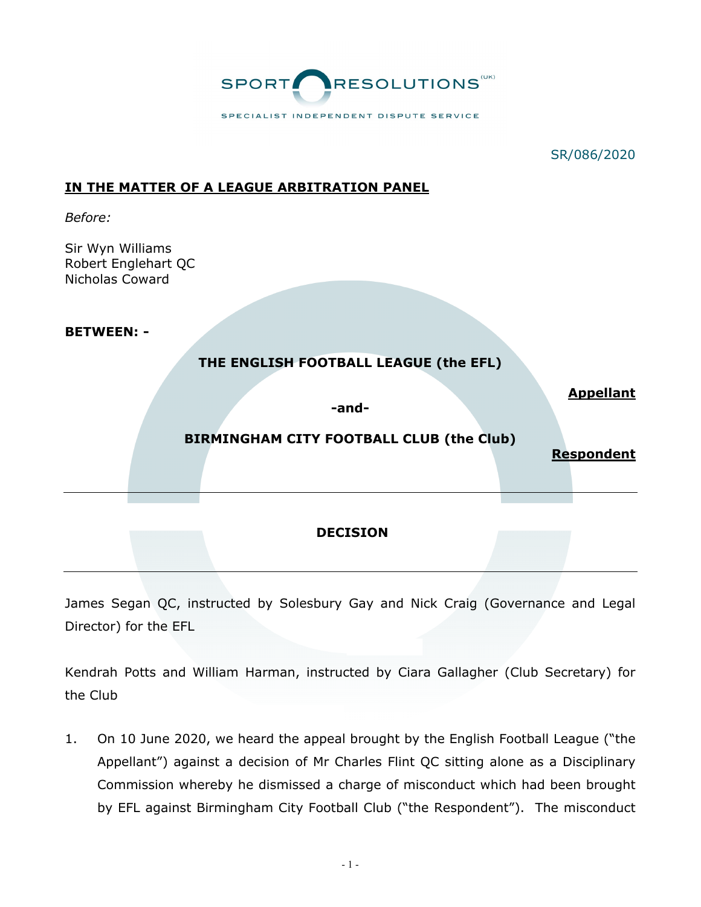SPORT RESOLUTIONS (UK)

SPECIALIST INDEPENDENT DISPUTE SERVICE

SR/086/2020

**IN THE MATTER OF A LEAGUE ARBITRATION PANEL**

*Before:*

Sir Wyn Williams
Robert Englehart QC
Nicholas Coward

**BETWEEN: -**

**THE ENGLISH FOOTBALL LEAGUE (the EFL)**

**Appellant**

**-and-**

**BIRMINGHAM CITY FOOTBALL CLUB (the Club)**

**Respondent**

---

**DECISION**

---

James Segan QC, instructed by Solesbury Gay and Nick Craig (Governance and Legal Director) for the EFL

Kendrah Potts and William Harman, instructed by Ciara Gallagher (Club Secretary) for the Club

1. On 10 June 2020, we heard the appeal brought by the English Football League ("the Appellant") against a decision of Mr Charles Flint QC sitting alone as a Disciplinary Commission whereby he dismissed a charge of misconduct which had been brought by EFL against Birmingham City Football Club ("the Respondent"). The misconduct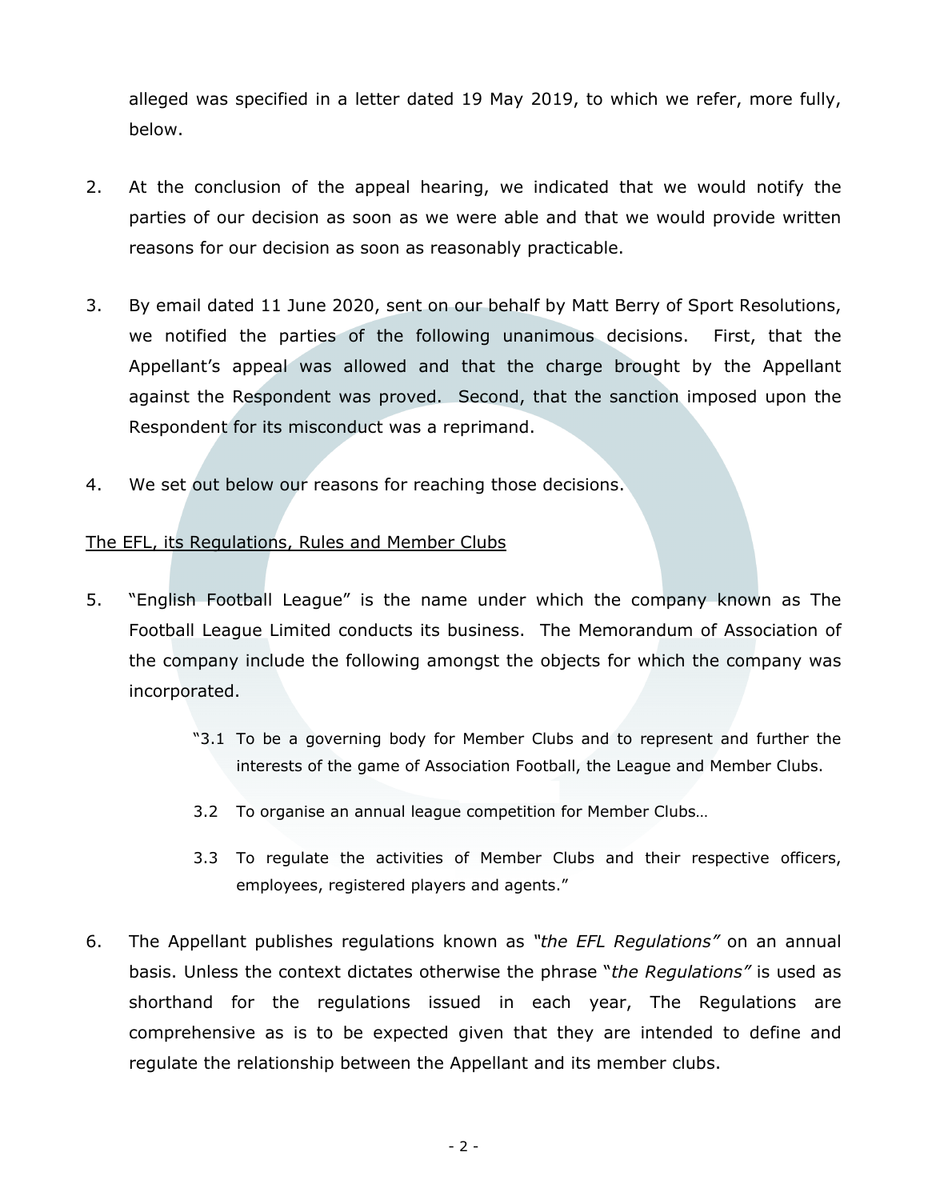alleged was specified in a letter dated 19 May 2019, to which we refer, more fully, below.

2. At the conclusion of the appeal hearing, we indicated that we would notify the parties of our decision as soon as we were able and that we would provide written reasons for our decision as soon as reasonably practicable.

3. By email dated 11 June 2020, sent on our behalf by Matt Berry of Sport Resolutions, we notified the parties of the following unanimous decisions. First, that the Appellant's appeal was allowed and that the charge brought by the Appellant against the Respondent was proved. Second, that the sanction imposed upon the Respondent for its misconduct was a reprimand.

4. We set out below our reasons for reaching those decisions.

<u>The EFL, its Regulations, Rules and Member Clubs</u>

5. "English Football League" is the name under which the company known as The Football League Limited conducts its business. The Memorandum of Association of the company include the following amongst the objects for which the company was incorporated.

   "3.1 To be a governing body for Member Clubs and to represent and further the interests of the game of Association Football, the League and Member Clubs.

   3.2 To organise an annual league competition for Member Clubs…

   3.3 To regulate the activities of Member Clubs and their respective officers, employees, registered players and agents."

6. The Appellant publishes regulations known as *"the EFL Regulations"* on an annual basis. Unless the context dictates otherwise the phrase "*the Regulations"* is used as shorthand for the regulations issued in each year, The Regulations are comprehensive as is to be expected given that they are intended to define and regulate the relationship between the Appellant and its member clubs.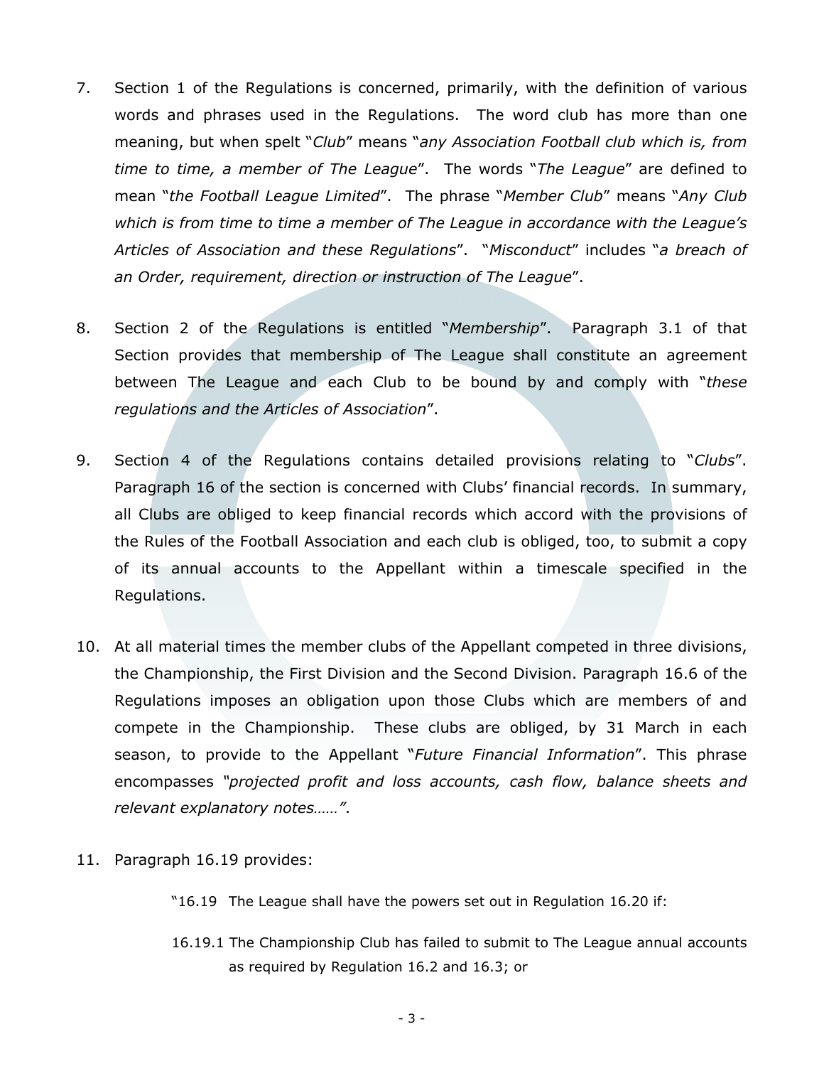7. Section 1 of the Regulations is concerned, primarily, with the definition of various words and phrases used in the Regulations. The word club has more than one meaning, but when spelt "*Club*" means "*any Association Football club which is, from time to time, a member of The League*". The words "*The League*" are defined to mean "*the Football League Limited*". The phrase "*Member Club*" means "*Any Club which is from time to time a member of The League in accordance with the League's Articles of Association and these Regulations*". "*Misconduct*" includes "*a breach of an Order, requirement, direction or instruction of The League*".

8. Section 2 of the Regulations is entitled "*Membership*". Paragraph 3.1 of that Section provides that membership of The League shall constitute an agreement between The League and each Club to be bound by and comply with "*these regulations and the Articles of Association*".

9. Section 4 of the Regulations contains detailed provisions relating to "*Clubs*". Paragraph 16 of the section is concerned with Clubs' financial records. In summary, all Clubs are obliged to keep financial records which accord with the provisions of the Rules of the Football Association and each club is obliged, too, to submit a copy of its annual accounts to the Appellant within a timescale specified in the Regulations.

10. At all material times the member clubs of the Appellant competed in three divisions, the Championship, the First Division and the Second Division. Paragraph 16.6 of the Regulations imposes an obligation upon those Clubs which are members of and compete in the Championship. These clubs are obliged, by 31 March in each season, to provide to the Appellant "*Future Financial Information*". This phrase encompasses *"projected profit and loss accounts, cash flow, balance sheets and relevant explanatory notes……"*.

11. Paragraph 16.19 provides:

   "16.19 The League shall have the powers set out in Regulation 16.20 if:

   16.19.1 The Championship Club has failed to submit to The League annual accounts as required by Regulation 16.2 and 16.3; or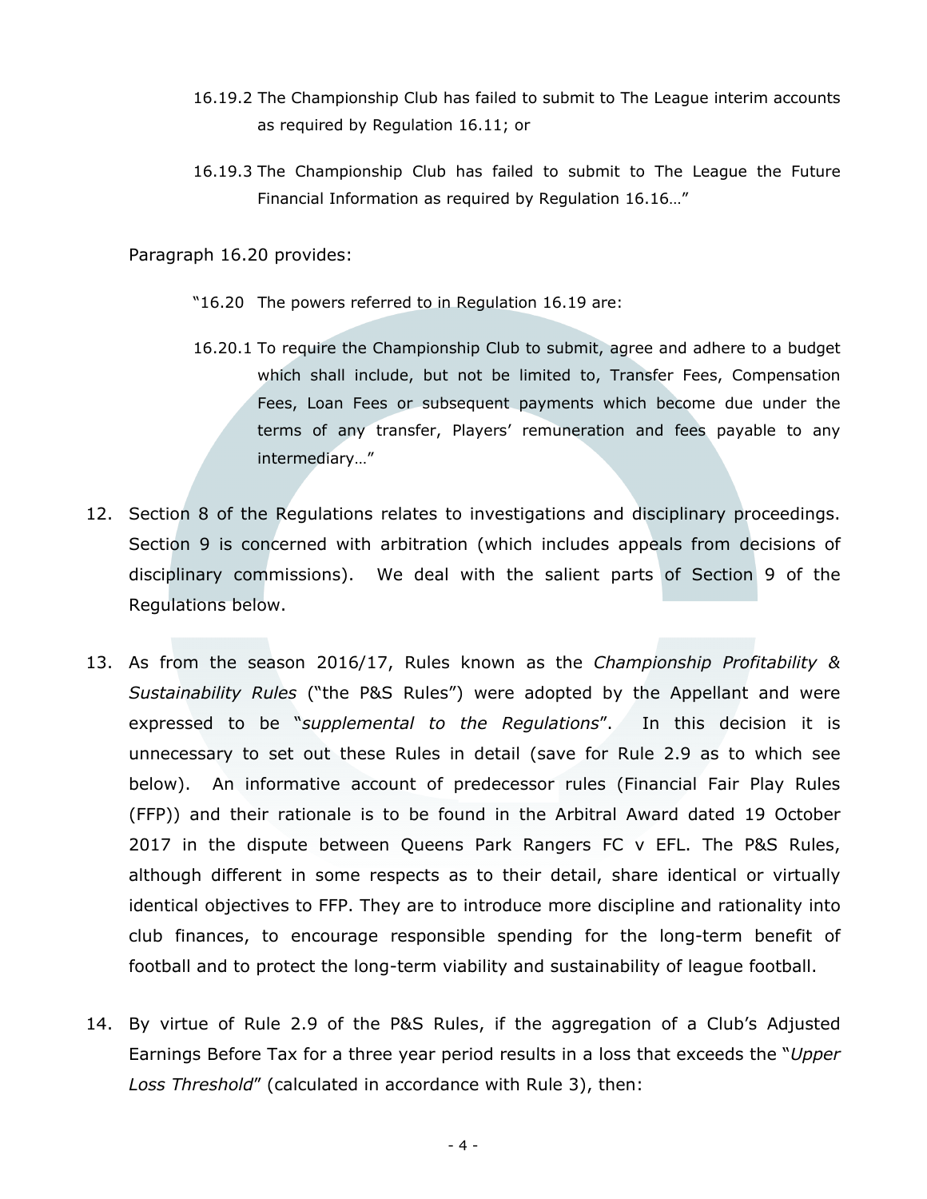16.19.2 The Championship Club has failed to submit to The League interim accounts as required by Regulation 16.11; or

16.19.3 The Championship Club has failed to submit to The League the Future Financial Information as required by Regulation 16.16…"

Paragraph 16.20 provides:

"16.20 The powers referred to in Regulation 16.19 are:

16.20.1 To require the Championship Club to submit, agree and adhere to a budget which shall include, but not be limited to, Transfer Fees, Compensation Fees, Loan Fees or subsequent payments which become due under the terms of any transfer, Players' remuneration and fees payable to any intermediary…"

12. Section 8 of the Regulations relates to investigations and disciplinary proceedings. Section 9 is concerned with arbitration (which includes appeals from decisions of disciplinary commissions). We deal with the salient parts of Section 9 of the Regulations below.

13. As from the season 2016/17, Rules known as the *Championship Profitability & Sustainability Rules* ("the P&S Rules") were adopted by the Appellant and were expressed to be "*supplemental to the Regulations*". In this decision it is unnecessary to set out these Rules in detail (save for Rule 2.9 as to which see below). An informative account of predecessor rules (Financial Fair Play Rules (FFP)) and their rationale is to be found in the Arbitral Award dated 19 October 2017 in the dispute between Queens Park Rangers FC v EFL. The P&S Rules, although different in some respects as to their detail, share identical or virtually identical objectives to FFP. They are to introduce more discipline and rationality into club finances, to encourage responsible spending for the long-term benefit of football and to protect the long-term viability and sustainability of league football.

14. By virtue of Rule 2.9 of the P&S Rules, if the aggregation of a Club's Adjusted Earnings Before Tax for a three year period results in a loss that exceeds the "*Upper Loss Threshold*" (calculated in accordance with Rule 3), then: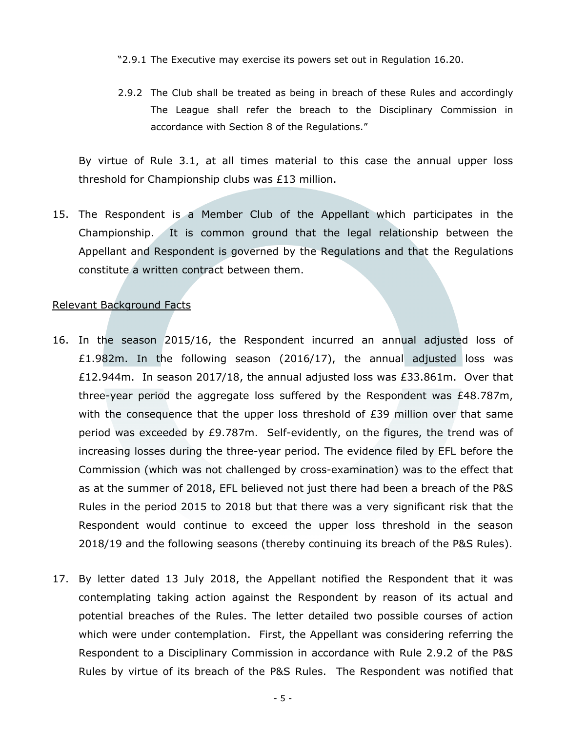"2.9.1 The Executive may exercise its powers set out in Regulation 16.20.

2.9.2 The Club shall be treated as being in breach of these Rules and accordingly The League shall refer the breach to the Disciplinary Commission in accordance with Section 8 of the Regulations."

By virtue of Rule 3.1, at all times material to this case the annual upper loss threshold for Championship clubs was £13 million.

15. The Respondent is a Member Club of the Appellant which participates in the Championship. It is common ground that the legal relationship between the Appellant and Respondent is governed by the Regulations and that the Regulations constitute a written contract between them.

<u>Relevant Background Facts</u>

16. In the season 2015/16, the Respondent incurred an annual adjusted loss of £1.982m. In the following season (2016/17), the annual adjusted loss was £12.944m. In season 2017/18, the annual adjusted loss was £33.861m. Over that three-year period the aggregate loss suffered by the Respondent was £48.787m, with the consequence that the upper loss threshold of £39 million over that same period was exceeded by £9.787m. Self-evidently, on the figures, the trend was of increasing losses during the three-year period. The evidence filed by EFL before the Commission (which was not challenged by cross-examination) was to the effect that as at the summer of 2018, EFL believed not just there had been a breach of the P&S Rules in the period 2015 to 2018 but that there was a very significant risk that the Respondent would continue to exceed the upper loss threshold in the season 2018/19 and the following seasons (thereby continuing its breach of the P&S Rules).

17. By letter dated 13 July 2018, the Appellant notified the Respondent that it was contemplating taking action against the Respondent by reason of its actual and potential breaches of the Rules. The letter detailed two possible courses of action which were under contemplation. First, the Appellant was considering referring the Respondent to a Disciplinary Commission in accordance with Rule 2.9.2 of the P&S Rules by virtue of its breach of the P&S Rules. The Respondent was notified that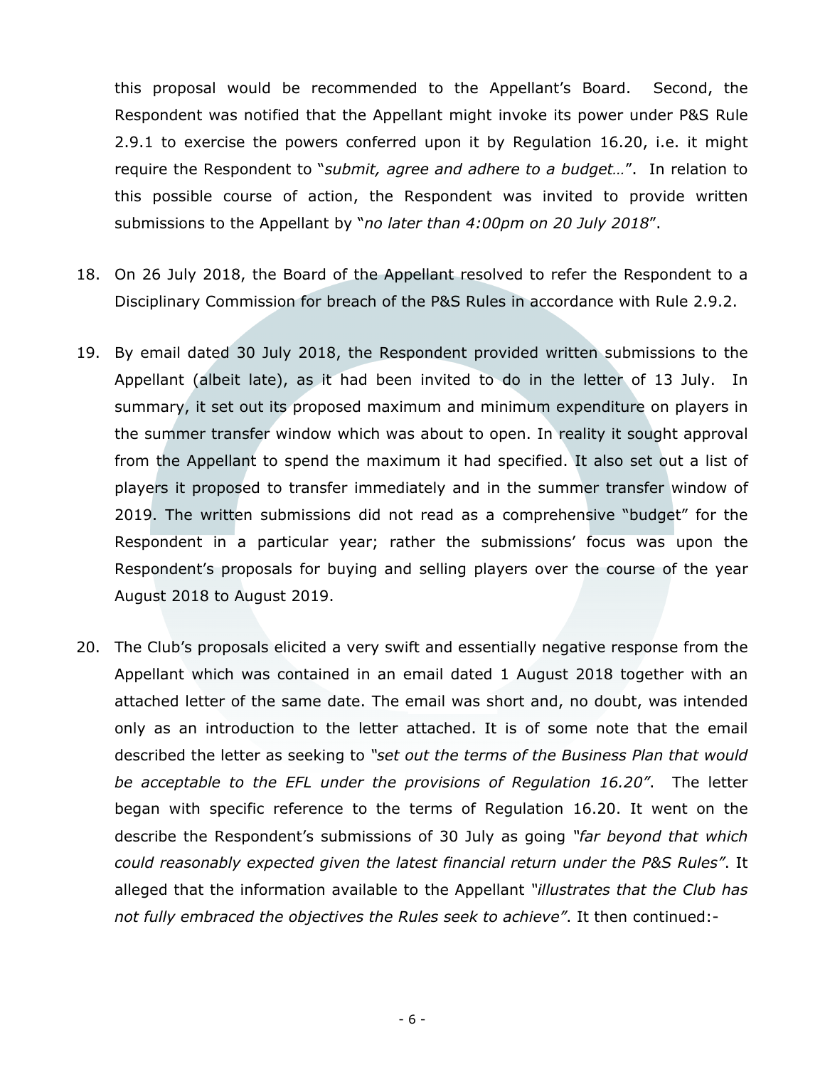this proposal would be recommended to the Appellant's Board. Second, the Respondent was notified that the Appellant might invoke its power under P&S Rule 2.9.1 to exercise the powers conferred upon it by Regulation 16.20, i.e. it might require the Respondent to "*submit, agree and adhere to a budget…*". In relation to this possible course of action, the Respondent was invited to provide written submissions to the Appellant by "*no later than 4:00pm on 20 July 2018*".

18. On 26 July 2018, the Board of the Appellant resolved to refer the Respondent to a Disciplinary Commission for breach of the P&S Rules in accordance with Rule 2.9.2.

19. By email dated 30 July 2018, the Respondent provided written submissions to the Appellant (albeit late), as it had been invited to do in the letter of 13 July. In summary, it set out its proposed maximum and minimum expenditure on players in the summer transfer window which was about to open. In reality it sought approval from the Appellant to spend the maximum it had specified. It also set out a list of players it proposed to transfer immediately and in the summer transfer window of 2019. The written submissions did not read as a comprehensive "budget" for the Respondent in a particular year; rather the submissions' focus was upon the Respondent's proposals for buying and selling players over the course of the year August 2018 to August 2019.

20. The Club's proposals elicited a very swift and essentially negative response from the Appellant which was contained in an email dated 1 August 2018 together with an attached letter of the same date. The email was short and, no doubt, was intended only as an introduction to the letter attached. It is of some note that the email described the letter as seeking to *"set out the terms of the Business Plan that would be acceptable to the EFL under the provisions of Regulation 16.20"*. The letter began with specific reference to the terms of Regulation 16.20. It went on the describe the Respondent's submissions of 30 July as going *"far beyond that which could reasonably expected given the latest financial return under the P&S Rules"*. It alleged that the information available to the Appellant *"illustrates that the Club has not fully embraced the objectives the Rules seek to achieve"*. It then continued:-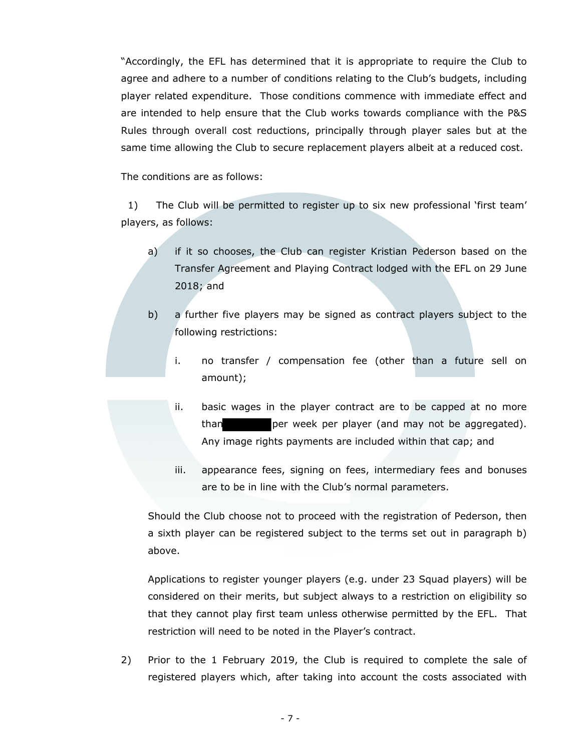"Accordingly, the EFL has determined that it is appropriate to require the Club to agree and adhere to a number of conditions relating to the Club's budgets, including player related expenditure. Those conditions commence with immediate effect and are intended to help ensure that the Club works towards compliance with the P&S Rules through overall cost reductions, principally through player sales but at the same time allowing the Club to secure replacement players albeit at a reduced cost.

The conditions are as follows:

1) The Club will be permitted to register up to six new professional 'first team' players, as follows:

   a) if it so chooses, the Club can register Kristian Pederson based on the Transfer Agreement and Playing Contract lodged with the EFL on 29 June 2018; and

   b) a further five players may be signed as contract players subject to the following restrictions:

      i. no transfer / compensation fee (other than a future sell on amount);

      ii. basic wages in the player contract are to be capped at no more than [REDACTED] per week per player (and may not be aggregated). Any image rights payments are included within that cap; and

      iii. appearance fees, signing on fees, intermediary fees and bonuses are to be in line with the Club's normal parameters.

   Should the Club choose not to proceed with the registration of Pederson, then a sixth player can be registered subject to the terms set out in paragraph b) above.

   Applications to register younger players (e.g. under 23 Squad players) will be considered on their merits, but subject always to a restriction on eligibility so that they cannot play first team unless otherwise permitted by the EFL. That restriction will need to be noted in the Player's contract.

2) Prior to the 1 February 2019, the Club is required to complete the sale of registered players which, after taking into account the costs associated with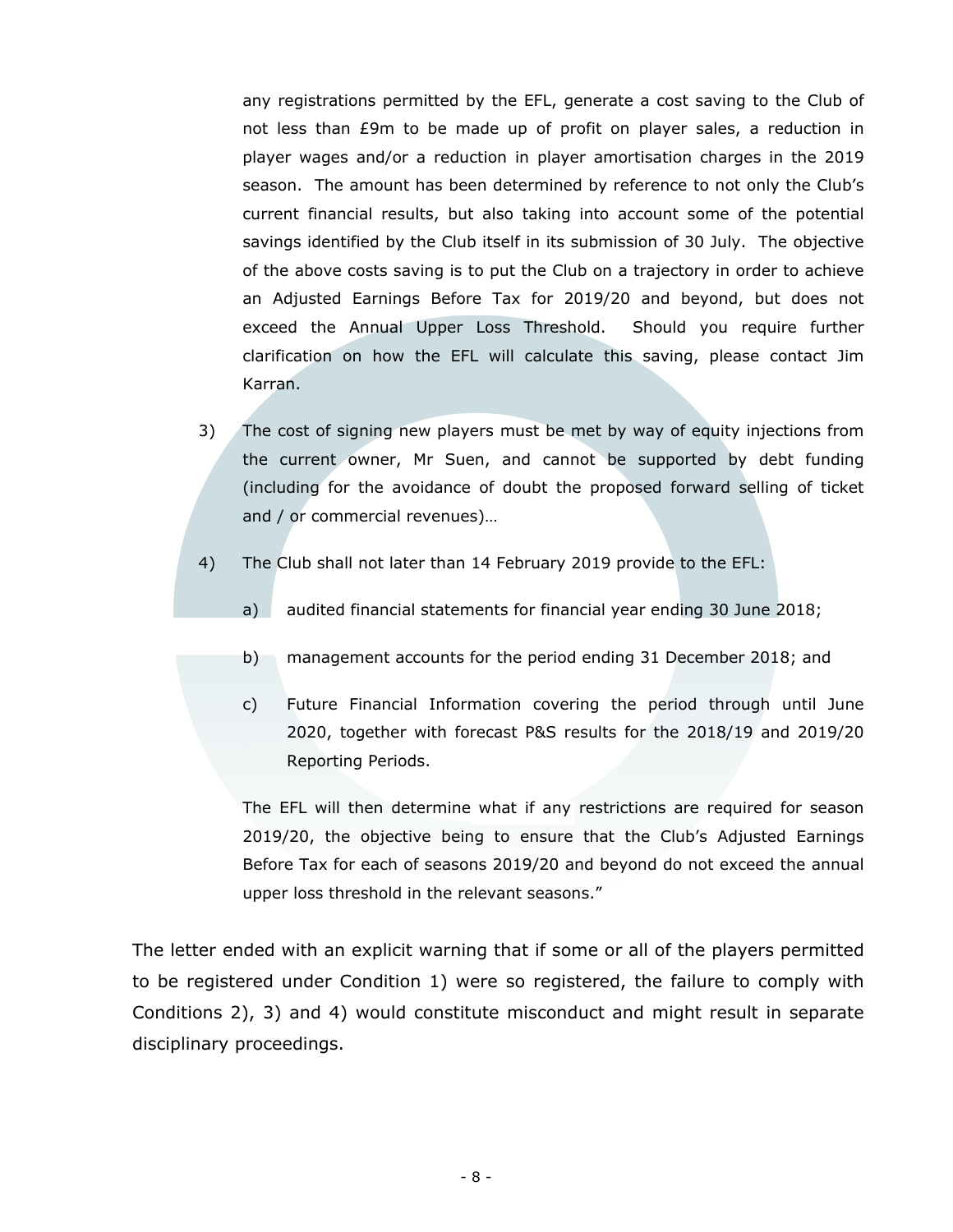any registrations permitted by the EFL, generate a cost saving to the Club of not less than £9m to be made up of profit on player sales, a reduction in player wages and/or a reduction in player amortisation charges in the 2019 season. The amount has been determined by reference to not only the Club's current financial results, but also taking into account some of the potential savings identified by the Club itself in its submission of 30 July. The objective of the above costs saving is to put the Club on a trajectory in order to achieve an Adjusted Earnings Before Tax for 2019/20 and beyond, but does not exceed the Annual Upper Loss Threshold. Should you require further clarification on how the EFL will calculate this saving, please contact Jim Karran.

3) The cost of signing new players must be met by way of equity injections from the current owner, Mr Suen, and cannot be supported by debt funding (including for the avoidance of doubt the proposed forward selling of ticket and / or commercial revenues)…

4) The Club shall not later than 14 February 2019 provide to the EFL:

   a) audited financial statements for financial year ending 30 June 2018;

   b) management accounts for the period ending 31 December 2018; and

   c) Future Financial Information covering the period through until June 2020, together with forecast P&S results for the 2018/19 and 2019/20 Reporting Periods.

The EFL will then determine what if any restrictions are required for season 2019/20, the objective being to ensure that the Club's Adjusted Earnings Before Tax for each of seasons 2019/20 and beyond do not exceed the annual upper loss threshold in the relevant seasons."

The letter ended with an explicit warning that if some or all of the players permitted to be registered under Condition 1) were so registered, the failure to comply with Conditions 2), 3) and 4) would constitute misconduct and might result in separate disciplinary proceedings.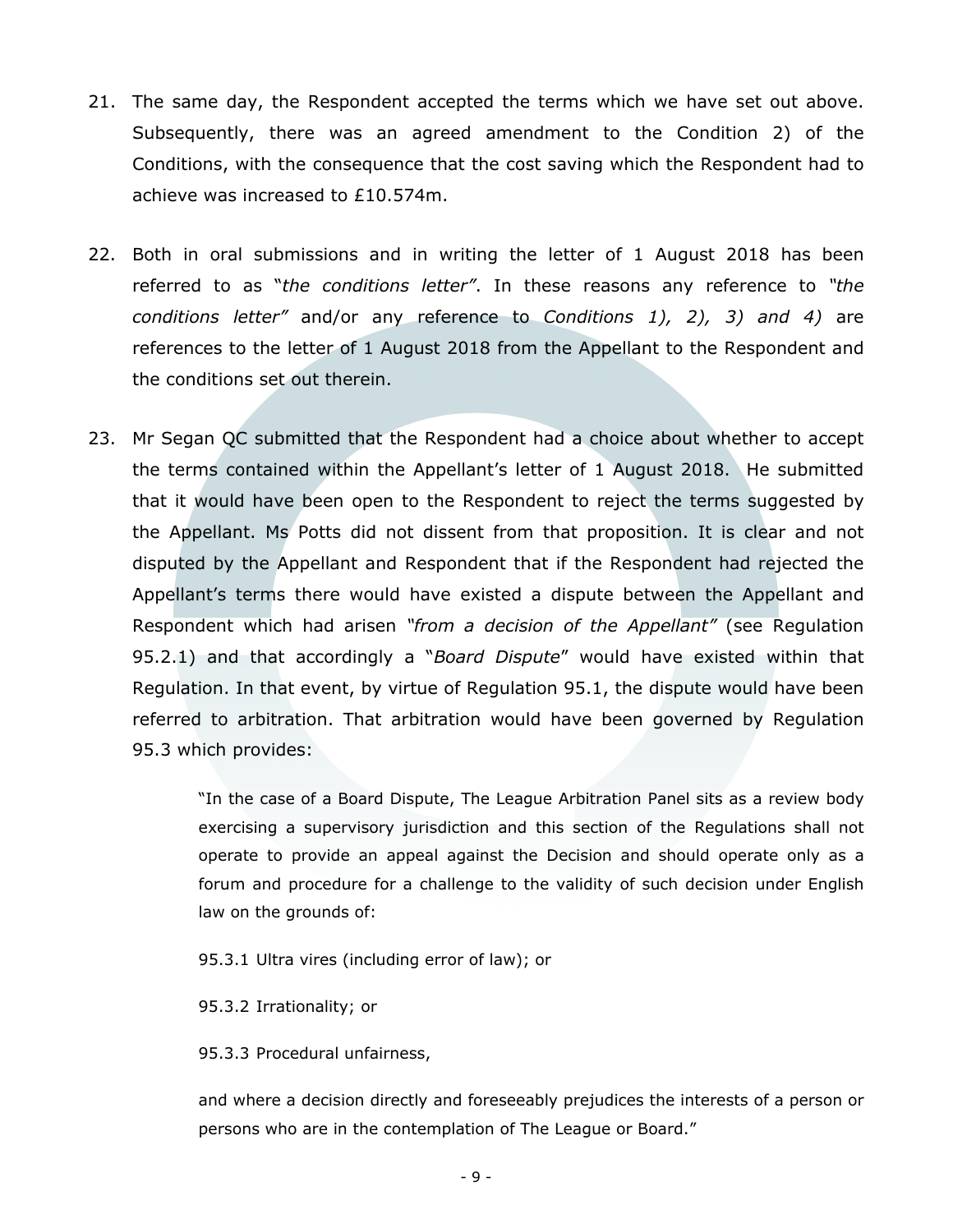21. The same day, the Respondent accepted the terms which we have set out above. Subsequently, there was an agreed amendment to the Condition 2) of the Conditions, with the consequence that the cost saving which the Respondent had to achieve was increased to £10.574m.

22. Both in oral submissions and in writing the letter of 1 August 2018 has been referred to as "*the conditions letter"*. In these reasons any reference to *"the conditions letter"* and/or any reference to *Conditions 1), 2), 3) and 4)* are references to the letter of 1 August 2018 from the Appellant to the Respondent and the conditions set out therein.

23. Mr Segan QC submitted that the Respondent had a choice about whether to accept the terms contained within the Appellant's letter of 1 August 2018. He submitted that it would have been open to the Respondent to reject the terms suggested by the Appellant. Ms Potts did not dissent from that proposition. It is clear and not disputed by the Appellant and Respondent that if the Respondent had rejected the Appellant's terms there would have existed a dispute between the Appellant and Respondent which had arisen *"from a decision of the Appellant"* (see Regulation 95.2.1) and that accordingly a "*Board Dispute*" would have existed within that Regulation. In that event, by virtue of Regulation 95.1, the dispute would have been referred to arbitration. That arbitration would have been governed by Regulation 95.3 which provides:

    "In the case of a Board Dispute, The League Arbitration Panel sits as a review body exercising a supervisory jurisdiction and this section of the Regulations shall not operate to provide an appeal against the Decision and should operate only as a forum and procedure for a challenge to the validity of such decision under English law on the grounds of:

    95.3.1 Ultra vires (including error of law); or

    95.3.2 Irrationality; or

    95.3.3 Procedural unfairness,

    and where a decision directly and foreseeably prejudices the interests of a person or persons who are in the contemplation of The League or Board."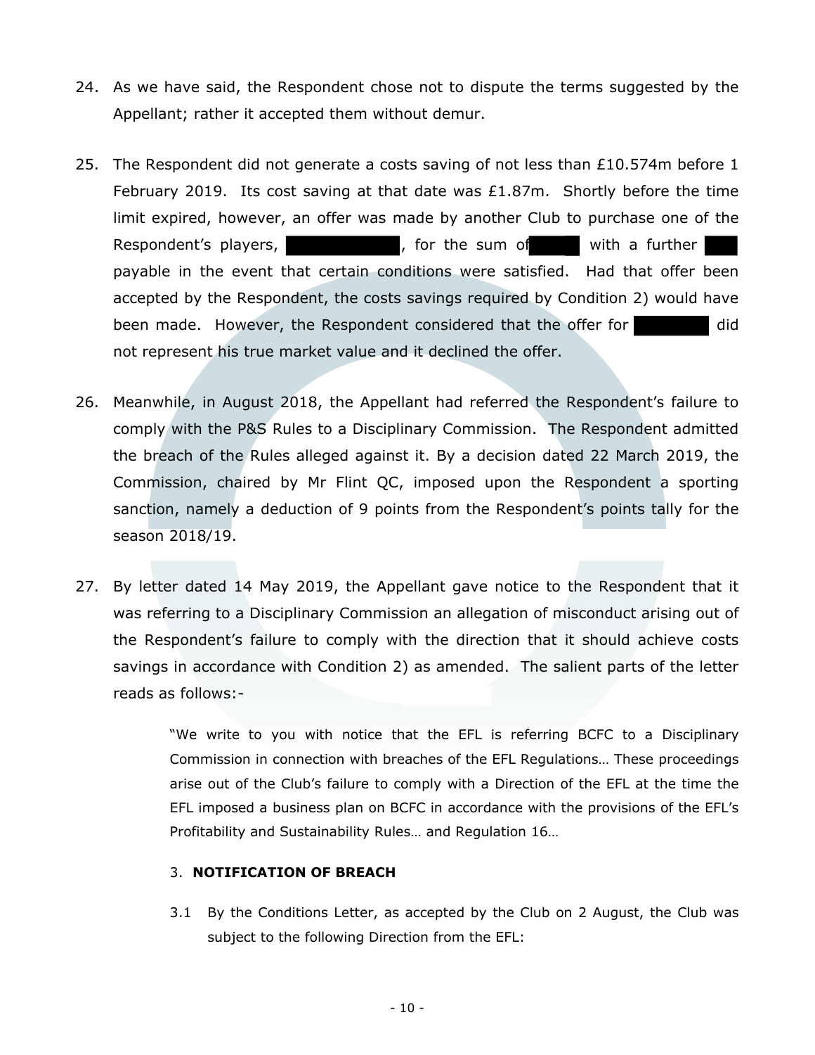24. As we have said, the Respondent chose not to dispute the terms suggested by the Appellant; rather it accepted them without demur.

25. The Respondent did not generate a costs saving of not less than £10.574m before 1 February 2019. Its cost saving at that date was £1.87m. Shortly before the time limit expired, however, an offer was made by another Club to purchase one of the Respondent's players, [REDACTED], for the sum of [REDACTED] with a further [REDACTED] payable in the event that certain conditions were satisfied. Had that offer been accepted by the Respondent, the costs savings required by Condition 2) would have been made. However, the Respondent considered that the offer for [REDACTED] did not represent his true market value and it declined the offer.

26. Meanwhile, in August 2018, the Appellant had referred the Respondent's failure to comply with the P&S Rules to a Disciplinary Commission. The Respondent admitted the breach of the Rules alleged against it. By a decision dated 22 March 2019, the Commission, chaired by Mr Flint QC, imposed upon the Respondent a sporting sanction, namely a deduction of 9 points from the Respondent's points tally for the season 2018/19.

27. By letter dated 14 May 2019, the Appellant gave notice to the Respondent that it was referring to a Disciplinary Commission an allegation of misconduct arising out of the Respondent's failure to comply with the direction that it should achieve costs savings in accordance with Condition 2) as amended. The salient parts of the letter reads as follows:-

> "We write to you with notice that the EFL is referring BCFC to a Disciplinary Commission in connection with breaches of the EFL Regulations… These proceedings arise out of the Club's failure to comply with a Direction of the EFL at the time the EFL imposed a business plan on BCFC in accordance with the provisions of the EFL's Profitability and Sustainability Rules… and Regulation 16…
>
> 3. **NOTIFICATION OF BREACH**
>
> 3.1 By the Conditions Letter, as accepted by the Club on 2 August, the Club was subject to the following Direction from the EFL: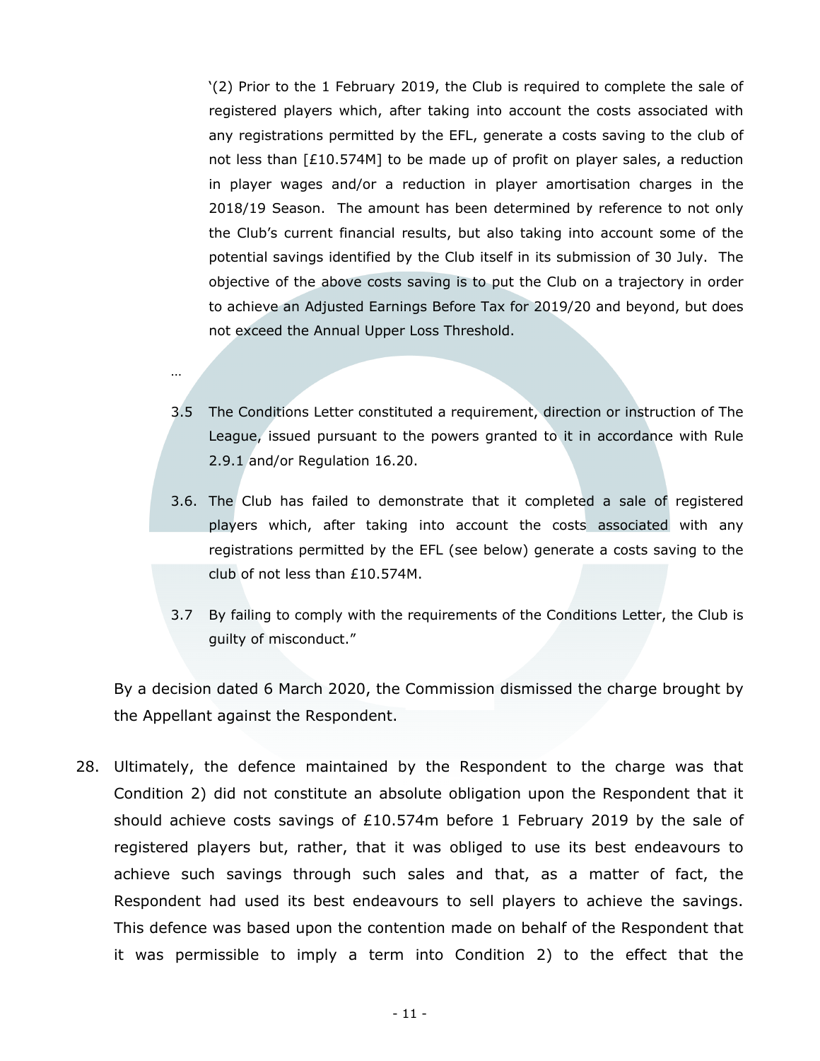'(2) Prior to the 1 February 2019, the Club is required to complete the sale of registered players which, after taking into account the costs associated with any registrations permitted by the EFL, generate a costs saving to the club of not less than [£10.574M] to be made up of profit on player sales, a reduction in player wages and/or a reduction in player amortisation charges in the 2018/19 Season. The amount has been determined by reference to not only the Club's current financial results, but also taking into account some of the potential savings identified by the Club itself in its submission of 30 July. The objective of the above costs saving is to put the Club on a trajectory in order to achieve an Adjusted Earnings Before Tax for 2019/20 and beyond, but does not exceed the Annual Upper Loss Threshold.

…

3.5 The Conditions Letter constituted a requirement, direction or instruction of The League, issued pursuant to the powers granted to it in accordance with Rule 2.9.1 and/or Regulation 16.20.

3.6. The Club has failed to demonstrate that it completed a sale of registered players which, after taking into account the costs associated with any registrations permitted by the EFL (see below) generate a costs saving to the club of not less than £10.574M.

3.7 By failing to comply with the requirements of the Conditions Letter, the Club is guilty of misconduct."

By a decision dated 6 March 2020, the Commission dismissed the charge brought by the Appellant against the Respondent.

28. Ultimately, the defence maintained by the Respondent to the charge was that Condition 2) did not constitute an absolute obligation upon the Respondent that it should achieve costs savings of £10.574m before 1 February 2019 by the sale of registered players but, rather, that it was obliged to use its best endeavours to achieve such savings through such sales and that, as a matter of fact, the Respondent had used its best endeavours to sell players to achieve the savings. This defence was based upon the contention made on behalf of the Respondent that it was permissible to imply a term into Condition 2) to the effect that the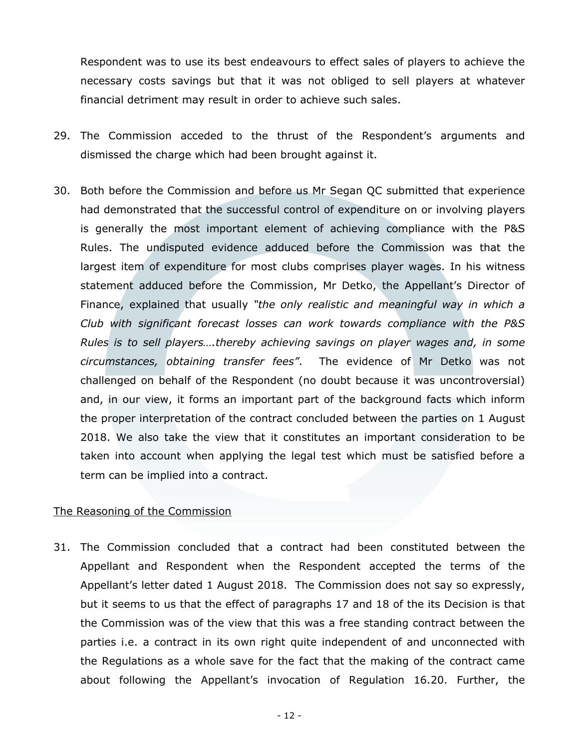Respondent was to use its best endeavours to effect sales of players to achieve the necessary costs savings but that it was not obliged to sell players at whatever financial detriment may result in order to achieve such sales.

29. The Commission acceded to the thrust of the Respondent's arguments and dismissed the charge which had been brought against it.

30. Both before the Commission and before us Mr Segan QC submitted that experience had demonstrated that the successful control of expenditure on or involving players is generally the most important element of achieving compliance with the P&S Rules. The undisputed evidence adduced before the Commission was that the largest item of expenditure for most clubs comprises player wages. In his witness statement adduced before the Commission, Mr Detko, the Appellant's Director of Finance, explained that usually *"the only realistic and meaningful way in which a Club with significant forecast losses can work towards compliance with the P&S Rules is to sell players….thereby achieving savings on player wages and, in some circumstances, obtaining transfer fees"*. The evidence of Mr Detko was not challenged on behalf of the Respondent (no doubt because it was uncontroversial) and, in our view, it forms an important part of the background facts which inform the proper interpretation of the contract concluded between the parties on 1 August 2018. We also take the view that it constitutes an important consideration to be taken into account when applying the legal test which must be satisfied before a term can be implied into a contract.

## The Reasoning of the Commission

31. The Commission concluded that a contract had been constituted between the Appellant and Respondent when the Respondent accepted the terms of the Appellant's letter dated 1 August 2018. The Commission does not say so expressly, but it seems to us that the effect of paragraphs 17 and 18 of the its Decision is that the Commission was of the view that this was a free standing contract between the parties i.e. a contract in its own right quite independent of and unconnected with the Regulations as a whole save for the fact that the making of the contract came about following the Appellant's invocation of Regulation 16.20. Further, the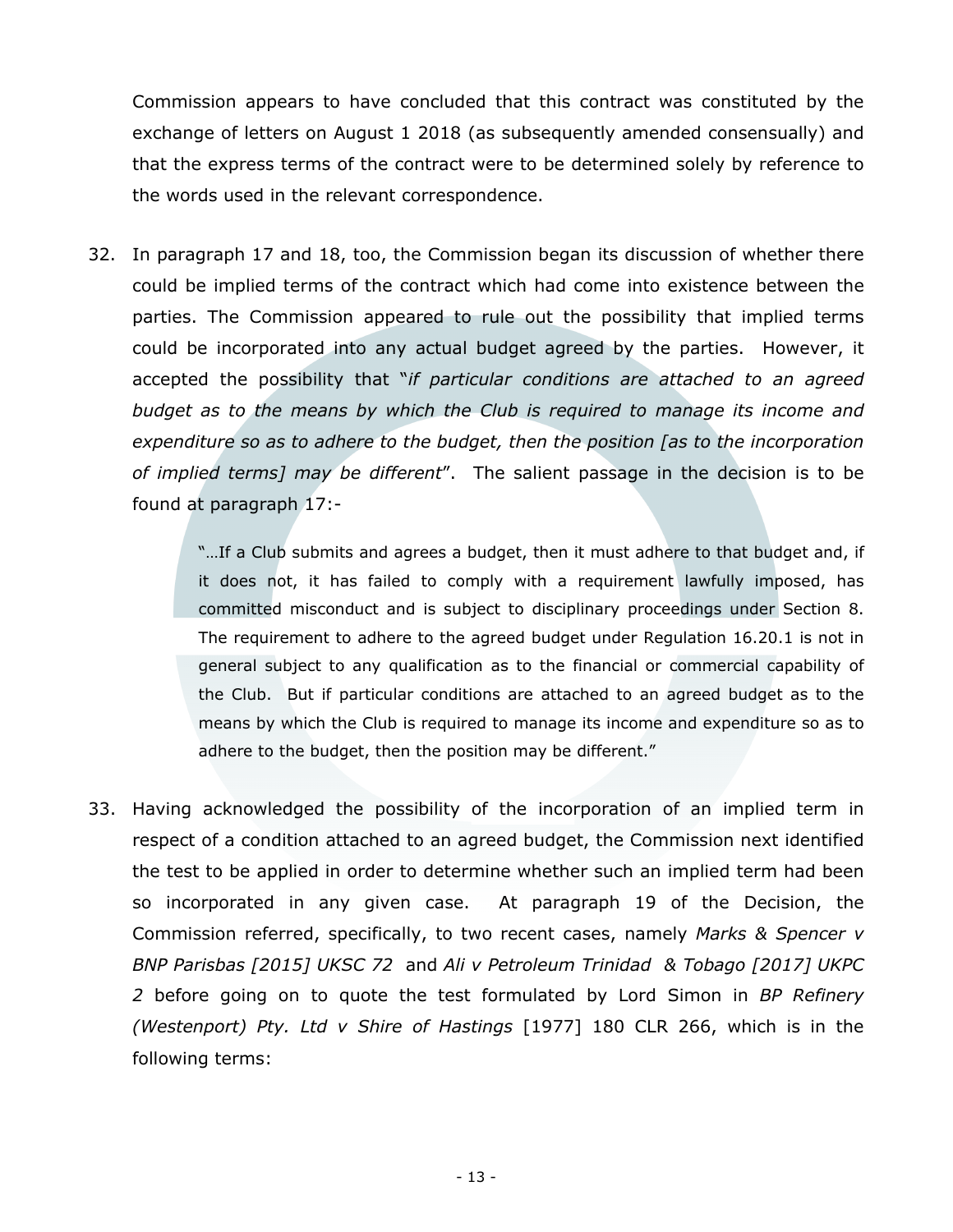Commission appears to have concluded that this contract was constituted by the exchange of letters on August 1 2018 (as subsequently amended consensually) and that the express terms of the contract were to be determined solely by reference to the words used in the relevant correspondence.

32. In paragraph 17 and 18, too, the Commission began its discussion of whether there could be implied terms of the contract which had come into existence between the parties. The Commission appeared to rule out the possibility that implied terms could be incorporated into any actual budget agreed by the parties. However, it accepted the possibility that "*if particular conditions are attached to an agreed budget as to the means by which the Club is required to manage its income and expenditure so as to adhere to the budget, then the position [as to the incorporation of implied terms] may be different*". The salient passage in the decision is to be found at paragraph 17:-

> "…If a Club submits and agrees a budget, then it must adhere to that budget and, if it does not, it has failed to comply with a requirement lawfully imposed, has committed misconduct and is subject to disciplinary proceedings under Section 8. The requirement to adhere to the agreed budget under Regulation 16.20.1 is not in general subject to any qualification as to the financial or commercial capability of the Club. But if particular conditions are attached to an agreed budget as to the means by which the Club is required to manage its income and expenditure so as to adhere to the budget, then the position may be different."

33. Having acknowledged the possibility of the incorporation of an implied term in respect of a condition attached to an agreed budget, the Commission next identified the test to be applied in order to determine whether such an implied term had been so incorporated in any given case. At paragraph 19 of the Decision, the Commission referred, specifically, to two recent cases, namely *Marks & Spencer v BNP Parisbas [2015] UKSC 72* and *Ali v Petroleum Trinidad & Tobago [2017] UKPC 2* before going on to quote the test formulated by Lord Simon in *BP Refinery (Westenport) Pty. Ltd v Shire of Hastings* [1977] 180 CLR 266, which is in the following terms: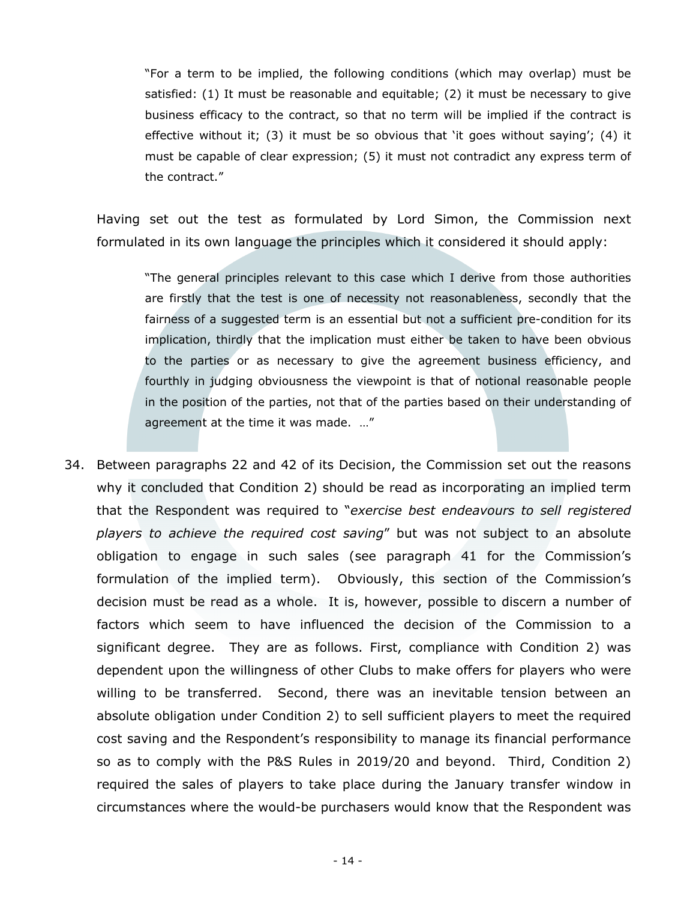> "For a term to be implied, the following conditions (which may overlap) must be satisfied: (1) It must be reasonable and equitable; (2) it must be necessary to give business efficacy to the contract, so that no term will be implied if the contract is effective without it; (3) it must be so obvious that 'it goes without saying'; (4) it must be capable of clear expression; (5) it must not contradict any express term of the contract."

Having set out the test as formulated by Lord Simon, the Commission next formulated in its own language the principles which it considered it should apply:

> "The general principles relevant to this case which I derive from those authorities are firstly that the test is one of necessity not reasonableness, secondly that the fairness of a suggested term is an essential but not a sufficient pre-condition for its implication, thirdly that the implication must either be taken to have been obvious to the parties or as necessary to give the agreement business efficiency, and fourthly in judging obviousness the viewpoint is that of notional reasonable people in the position of the parties, not that of the parties based on their understanding of agreement at the time it was made. …"

34. Between paragraphs 22 and 42 of its Decision, the Commission set out the reasons why it concluded that Condition 2) should be read as incorporating an implied term that the Respondent was required to "*exercise best endeavours to sell registered players to achieve the required cost saving*" but was not subject to an absolute obligation to engage in such sales (see paragraph 41 for the Commission's formulation of the implied term). Obviously, this section of the Commission's decision must be read as a whole. It is, however, possible to discern a number of factors which seem to have influenced the decision of the Commission to a significant degree. They are as follows. First, compliance with Condition 2) was dependent upon the willingness of other Clubs to make offers for players who were willing to be transferred. Second, there was an inevitable tension between an absolute obligation under Condition 2) to sell sufficient players to meet the required cost saving and the Respondent's responsibility to manage its financial performance so as to comply with the P&S Rules in 2019/20 and beyond. Third, Condition 2) required the sales of players to take place during the January transfer window in circumstances where the would-be purchasers would know that the Respondent was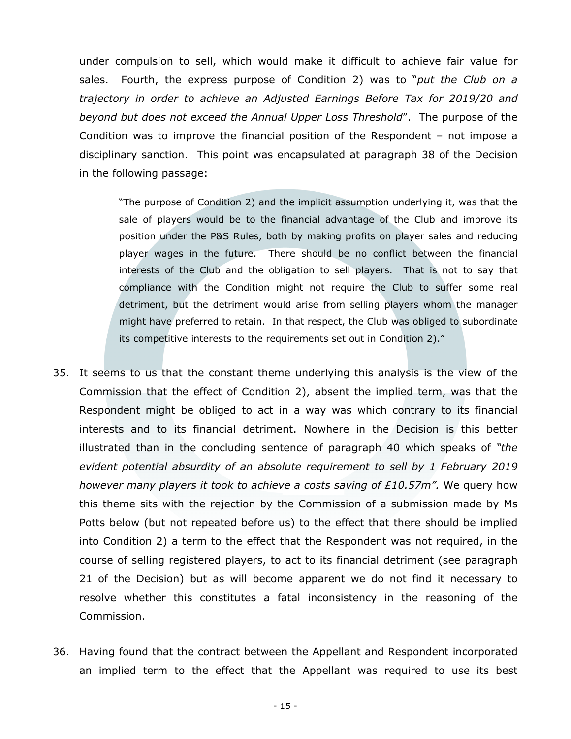under compulsion to sell, which would make it difficult to achieve fair value for sales. Fourth, the express purpose of Condition 2) was to "*put the Club on a trajectory in order to achieve an Adjusted Earnings Before Tax for 2019/20 and beyond but does not exceed the Annual Upper Loss Threshold*". The purpose of the Condition was to improve the financial position of the Respondent – not impose a disciplinary sanction. This point was encapsulated at paragraph 38 of the Decision in the following passage:

> "The purpose of Condition 2) and the implicit assumption underlying it, was that the sale of players would be to the financial advantage of the Club and improve its position under the P&S Rules, both by making profits on player sales and reducing player wages in the future. There should be no conflict between the financial interests of the Club and the obligation to sell players. That is not to say that compliance with the Condition might not require the Club to suffer some real detriment, but the detriment would arise from selling players whom the manager might have preferred to retain. In that respect, the Club was obliged to subordinate its competitive interests to the requirements set out in Condition 2)."

35. It seems to us that the constant theme underlying this analysis is the view of the Commission that the effect of Condition 2), absent the implied term, was that the Respondent might be obliged to act in a way was which contrary to its financial interests and to its financial detriment. Nowhere in the Decision is this better illustrated than in the concluding sentence of paragraph 40 which speaks of *"the evident potential absurdity of an absolute requirement to sell by 1 February 2019 however many players it took to achieve a costs saving of £10.57m".* We query how this theme sits with the rejection by the Commission of a submission made by Ms Potts below (but not repeated before us) to the effect that there should be implied into Condition 2) a term to the effect that the Respondent was not required, in the course of selling registered players, to act to its financial detriment (see paragraph 21 of the Decision) but as will become apparent we do not find it necessary to resolve whether this constitutes a fatal inconsistency in the reasoning of the Commission.

36. Having found that the contract between the Appellant and Respondent incorporated an implied term to the effect that the Appellant was required to use its best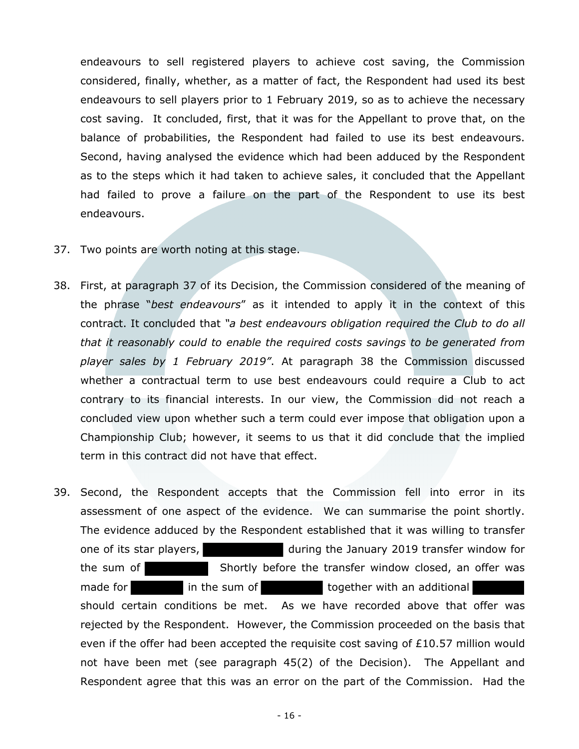endeavours to sell registered players to achieve cost saving, the Commission considered, finally, whether, as a matter of fact, the Respondent had used its best endeavours to sell players prior to 1 February 2019, so as to achieve the necessary cost saving. It concluded, first, that it was for the Appellant to prove that, on the balance of probabilities, the Respondent had failed to use its best endeavours. Second, having analysed the evidence which had been adduced by the Respondent as to the steps which it had taken to achieve sales, it concluded that the Appellant had failed to prove a failure on the part of the Respondent to use its best endeavours.

37. Two points are worth noting at this stage.

38. First, at paragraph 37 of its Decision, the Commission considered of the meaning of the phrase "*best endeavours*" as it intended to apply it in the context of this contract. It concluded that *"a best endeavours obligation required the Club to do all that it reasonably could to enable the required costs savings to be generated from player sales by 1 February 2019"*. At paragraph 38 the Commission discussed whether a contractual term to use best endeavours could require a Club to act contrary to its financial interests. In our view, the Commission did not reach a concluded view upon whether such a term could ever impose that obligation upon a Championship Club; however, it seems to us that it did conclude that the implied term in this contract did not have that effect.

39. Second, the Respondent accepts that the Commission fell into error in its assessment of one aspect of the evidence. We can summarise the point shortly. The evidence adduced by the Respondent established that it was willing to transfer one of its star players, ██████████ during the January 2019 transfer window for the sum of ████████ Shortly before the transfer window closed, an offer was made for ███████ in the sum of ████████ together with an additional ███████ should certain conditions be met. As we have recorded above that offer was rejected by the Respondent. However, the Commission proceeded on the basis that even if the offer had been accepted the requisite cost saving of £10.57 million would not have been met (see paragraph 45(2) of the Decision). The Appellant and Respondent agree that this was an error on the part of the Commission. Had the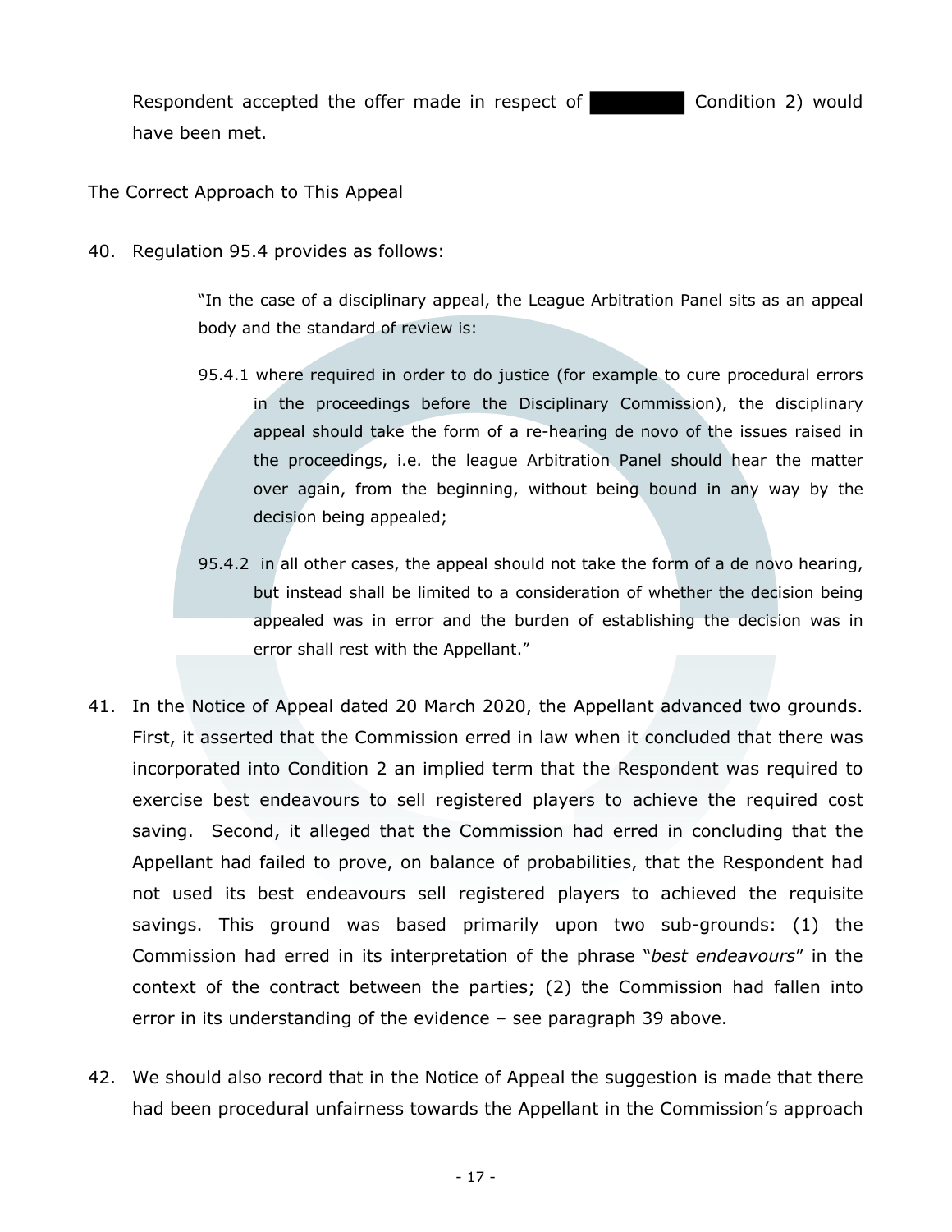Respondent accepted the offer made in respect of ██████ Condition 2) would have been met.

The Correct Approach to This Appeal

40. Regulation 95.4 provides as follows:

> "In the case of a disciplinary appeal, the League Arbitration Panel sits as an appeal body and the standard of review is:
>
> 95.4.1 where required in order to do justice (for example to cure procedural errors in the proceedings before the Disciplinary Commission), the disciplinary appeal should take the form of a re-hearing de novo of the issues raised in the proceedings, i.e. the league Arbitration Panel should hear the matter over again, from the beginning, without being bound in any way by the decision being appealed;
>
> 95.4.2 in all other cases, the appeal should not take the form of a de novo hearing, but instead shall be limited to a consideration of whether the decision being appealed was in error and the burden of establishing the decision was in error shall rest with the Appellant."

41. In the Notice of Appeal dated 20 March 2020, the Appellant advanced two grounds. First, it asserted that the Commission erred in law when it concluded that there was incorporated into Condition 2 an implied term that the Respondent was required to exercise best endeavours to sell registered players to achieve the required cost saving. Second, it alleged that the Commission had erred in concluding that the Appellant had failed to prove, on balance of probabilities, that the Respondent had not used its best endeavours sell registered players to achieved the requisite savings. This ground was based primarily upon two sub-grounds: (1) the Commission had erred in its interpretation of the phrase "*best endeavours*" in the context of the contract between the parties; (2) the Commission had fallen into error in its understanding of the evidence – see paragraph 39 above.

42. We should also record that in the Notice of Appeal the suggestion is made that there had been procedural unfairness towards the Appellant in the Commission's approach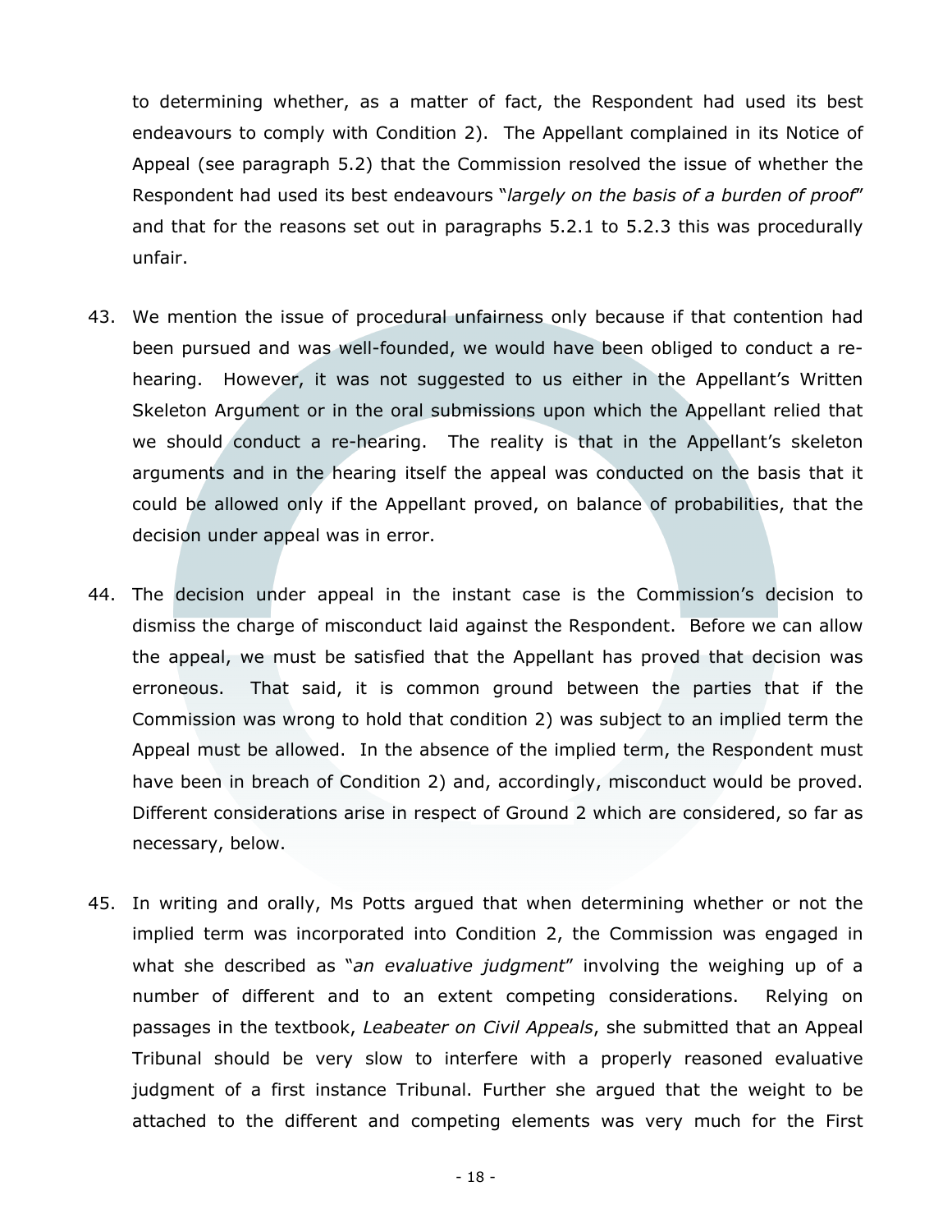to determining whether, as a matter of fact, the Respondent had used its best endeavours to comply with Condition 2). The Appellant complained in its Notice of Appeal (see paragraph 5.2) that the Commission resolved the issue of whether the Respondent had used its best endeavours "*largely on the basis of a burden of proof*" and that for the reasons set out in paragraphs 5.2.1 to 5.2.3 this was procedurally unfair.

43. We mention the issue of procedural unfairness only because if that contention had been pursued and was well-founded, we would have been obliged to conduct a re-hearing. However, it was not suggested to us either in the Appellant's Written Skeleton Argument or in the oral submissions upon which the Appellant relied that we should conduct a re-hearing. The reality is that in the Appellant's skeleton arguments and in the hearing itself the appeal was conducted on the basis that it could be allowed only if the Appellant proved, on balance of probabilities, that the decision under appeal was in error.

44. The decision under appeal in the instant case is the Commission's decision to dismiss the charge of misconduct laid against the Respondent. Before we can allow the appeal, we must be satisfied that the Appellant has proved that decision was erroneous. That said, it is common ground between the parties that if the Commission was wrong to hold that condition 2) was subject to an implied term the Appeal must be allowed. In the absence of the implied term, the Respondent must have been in breach of Condition 2) and, accordingly, misconduct would be proved. Different considerations arise in respect of Ground 2 which are considered, so far as necessary, below.

45. In writing and orally, Ms Potts argued that when determining whether or not the implied term was incorporated into Condition 2, the Commission was engaged in what she described as "*an evaluative judgment*" involving the weighing up of a number of different and to an extent competing considerations. Relying on passages in the textbook, *Leabeater on Civil Appeals*, she submitted that an Appeal Tribunal should be very slow to interfere with a properly reasoned evaluative judgment of a first instance Tribunal. Further she argued that the weight to be attached to the different and competing elements was very much for the First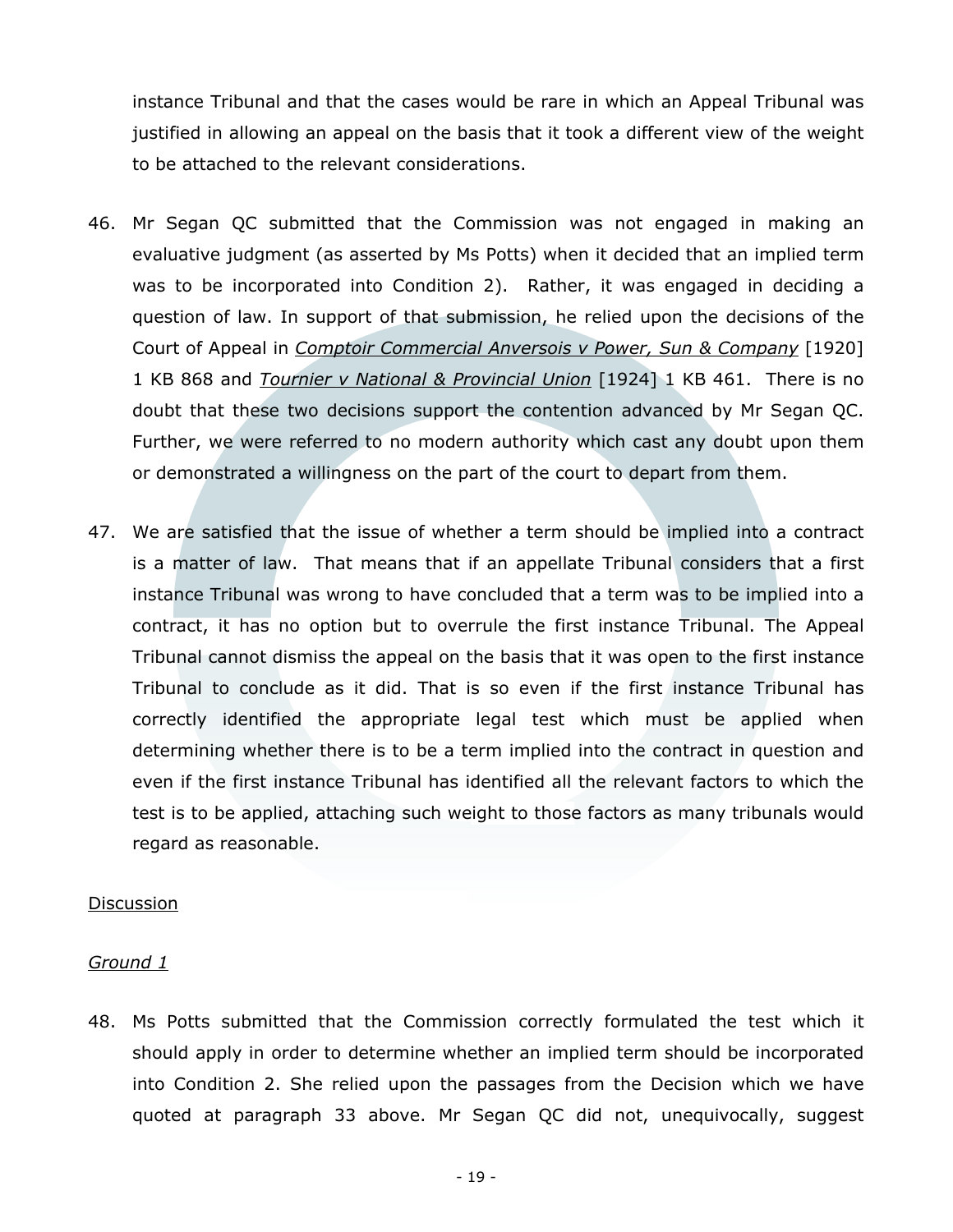instance Tribunal and that the cases would be rare in which an Appeal Tribunal was justified in allowing an appeal on the basis that it took a different view of the weight to be attached to the relevant considerations.

46. Mr Segan QC submitted that the Commission was not engaged in making an evaluative judgment (as asserted by Ms Potts) when it decided that an implied term was to be incorporated into Condition 2). Rather, it was engaged in deciding a question of law. In support of that submission, he relied upon the decisions of the Court of Appeal in *Comptoir Commercial Anversois v Power, Sun & Company* [1920] 1 KB 868 and *Tournier v National & Provincial Union* [1924] 1 KB 461. There is no doubt that these two decisions support the contention advanced by Mr Segan QC. Further, we were referred to no modern authority which cast any doubt upon them or demonstrated a willingness on the part of the court to depart from them.

47. We are satisfied that the issue of whether a term should be implied into a contract is a matter of law. That means that if an appellate Tribunal considers that a first instance Tribunal was wrong to have concluded that a term was to be implied into a contract, it has no option but to overrule the first instance Tribunal. The Appeal Tribunal cannot dismiss the appeal on the basis that it was open to the first instance Tribunal to conclude as it did. That is so even if the first instance Tribunal has correctly identified the appropriate legal test which must be applied when determining whether there is to be a term implied into the contract in question and even if the first instance Tribunal has identified all the relevant factors to which the test is to be applied, attaching such weight to those factors as many tribunals would regard as reasonable.

Discussion

*Ground 1*

48. Ms Potts submitted that the Commission correctly formulated the test which it should apply in order to determine whether an implied term should be incorporated into Condition 2. She relied upon the passages from the Decision which we have quoted at paragraph 33 above. Mr Segan QC did not, unequivocally, suggest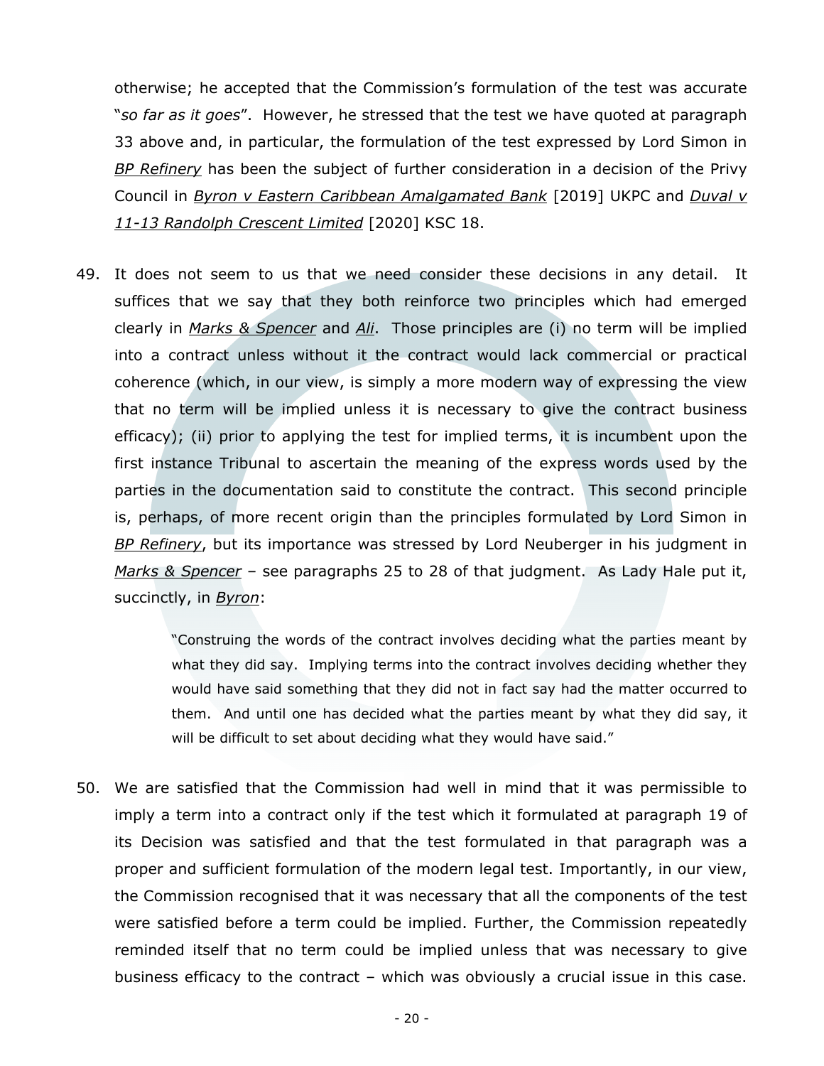otherwise; he accepted that the Commission's formulation of the test was accurate "*so far as it goes*". However, he stressed that the test we have quoted at paragraph 33 above and, in particular, the formulation of the test expressed by Lord Simon in *BP Refinery* has been the subject of further consideration in a decision of the Privy Council in *Byron v Eastern Caribbean Amalgamated Bank* [2019] UKPC and *Duval v 11-13 Randolph Crescent Limited* [2020] KSC 18.

49. It does not seem to us that we need consider these decisions in any detail. It suffices that we say that they both reinforce two principles which had emerged clearly in *Marks & Spencer* and *Ali*. Those principles are (i) no term will be implied into a contract unless without it the contract would lack commercial or practical coherence (which, in our view, is simply a more modern way of expressing the view that no term will be implied unless it is necessary to give the contract business efficacy); (ii) prior to applying the test for implied terms, it is incumbent upon the first instance Tribunal to ascertain the meaning of the express words used by the parties in the documentation said to constitute the contract. This second principle is, perhaps, of more recent origin than the principles formulated by Lord Simon in *BP Refinery*, but its importance was stressed by Lord Neuberger in his judgment in *Marks & Spencer* – see paragraphs 25 to 28 of that judgment. As Lady Hale put it, succinctly, in *Byron*:

   > "Construing the words of the contract involves deciding what the parties meant by what they did say. Implying terms into the contract involves deciding whether they would have said something that they did not in fact say had the matter occurred to them. And until one has decided what the parties meant by what they did say, it will be difficult to set about deciding what they would have said."

50. We are satisfied that the Commission had well in mind that it was permissible to imply a term into a contract only if the test which it formulated at paragraph 19 of its Decision was satisfied and that the test formulated in that paragraph was a proper and sufficient formulation of the modern legal test. Importantly, in our view, the Commission recognised that it was necessary that all the components of the test were satisfied before a term could be implied. Further, the Commission repeatedly reminded itself that no term could be implied unless that was necessary to give business efficacy to the contract – which was obviously a crucial issue in this case.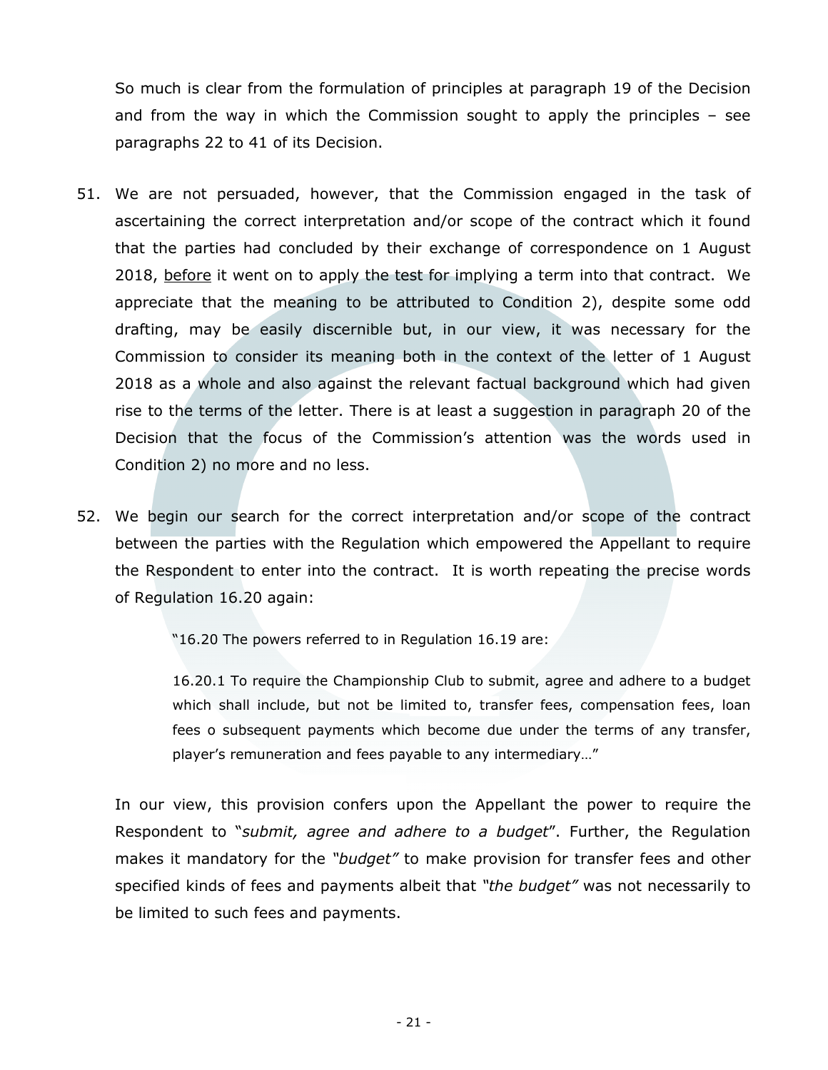So much is clear from the formulation of principles at paragraph 19 of the Decision and from the way in which the Commission sought to apply the principles – see paragraphs 22 to 41 of its Decision.

51. We are not persuaded, however, that the Commission engaged in the task of ascertaining the correct interpretation and/or scope of the contract which it found that the parties had concluded by their exchange of correspondence on 1 August 2018, <u>before</u> it went on to apply the test for implying a term into that contract. We appreciate that the meaning to be attributed to Condition 2), despite some odd drafting, may be easily discernible but, in our view, it was necessary for the Commission to consider its meaning both in the context of the letter of 1 August 2018 as a whole and also against the relevant factual background which had given rise to the terms of the letter. There is at least a suggestion in paragraph 20 of the Decision that the focus of the Commission's attention was the words used in Condition 2) no more and no less.

52. We begin our search for the correct interpretation and/or scope of the contract between the parties with the Regulation which empowered the Appellant to require the Respondent to enter into the contract. It is worth repeating the precise words of Regulation 16.20 again:

> "16.20 The powers referred to in Regulation 16.19 are:
>
> 16.20.1 To require the Championship Club to submit, agree and adhere to a budget which shall include, but not be limited to, transfer fees, compensation fees, loan fees o subsequent payments which become due under the terms of any transfer, player's remuneration and fees payable to any intermediary…"

In our view, this provision confers upon the Appellant the power to require the Respondent to "*submit, agree and adhere to a budget*". Further, the Regulation makes it mandatory for the *"budget"* to make provision for transfer fees and other specified kinds of fees and payments albeit that *"the budget"* was not necessarily to be limited to such fees and payments.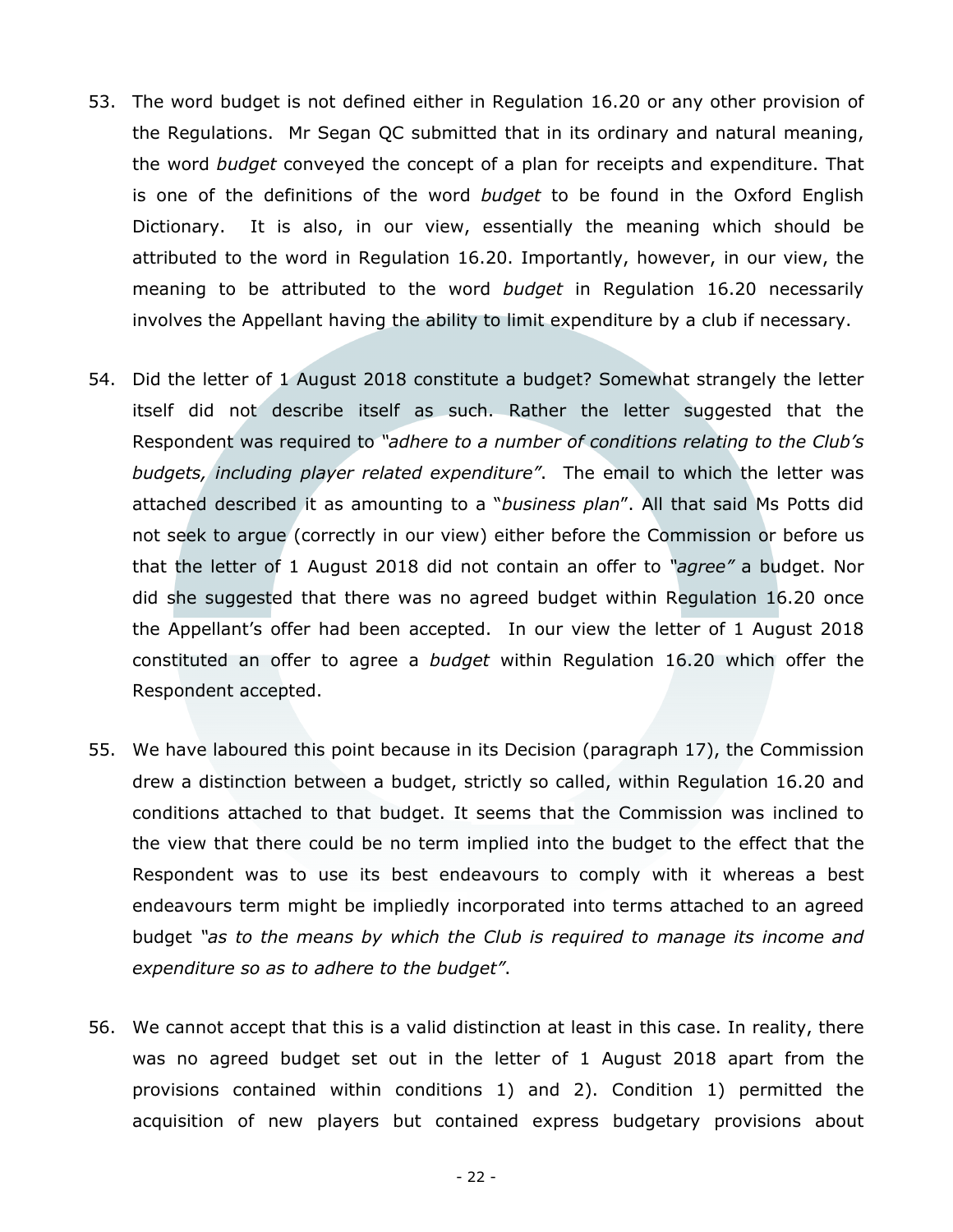53. The word budget is not defined either in Regulation 16.20 or any other provision of the Regulations. Mr Segan QC submitted that in its ordinary and natural meaning, the word *budget* conveyed the concept of a plan for receipts and expenditure. That is one of the definitions of the word *budget* to be found in the Oxford English Dictionary. It is also, in our view, essentially the meaning which should be attributed to the word in Regulation 16.20. Importantly, however, in our view, the meaning to be attributed to the word *budget* in Regulation 16.20 necessarily involves the Appellant having the ability to limit expenditure by a club if necessary.

54. Did the letter of 1 August 2018 constitute a budget? Somewhat strangely the letter itself did not describe itself as such. Rather the letter suggested that the Respondent was required to *"adhere to a number of conditions relating to the Club's budgets, including player related expenditure"*. The email to which the letter was attached described it as amounting to a "*business plan*". All that said Ms Potts did not seek to argue (correctly in our view) either before the Commission or before us that the letter of 1 August 2018 did not contain an offer to *"agree"* a budget. Nor did she suggested that there was no agreed budget within Regulation 16.20 once the Appellant's offer had been accepted. In our view the letter of 1 August 2018 constituted an offer to agree a *budget* within Regulation 16.20 which offer the Respondent accepted.

55. We have laboured this point because in its Decision (paragraph 17), the Commission drew a distinction between a budget, strictly so called, within Regulation 16.20 and conditions attached to that budget. It seems that the Commission was inclined to the view that there could be no term implied into the budget to the effect that the Respondent was to use its best endeavours to comply with it whereas a best endeavours term might be impliedly incorporated into terms attached to an agreed budget *"as to the means by which the Club is required to manage its income and expenditure so as to adhere to the budget"*.

56. We cannot accept that this is a valid distinction at least in this case. In reality, there was no agreed budget set out in the letter of 1 August 2018 apart from the provisions contained within conditions 1) and 2). Condition 1) permitted the acquisition of new players but contained express budgetary provisions about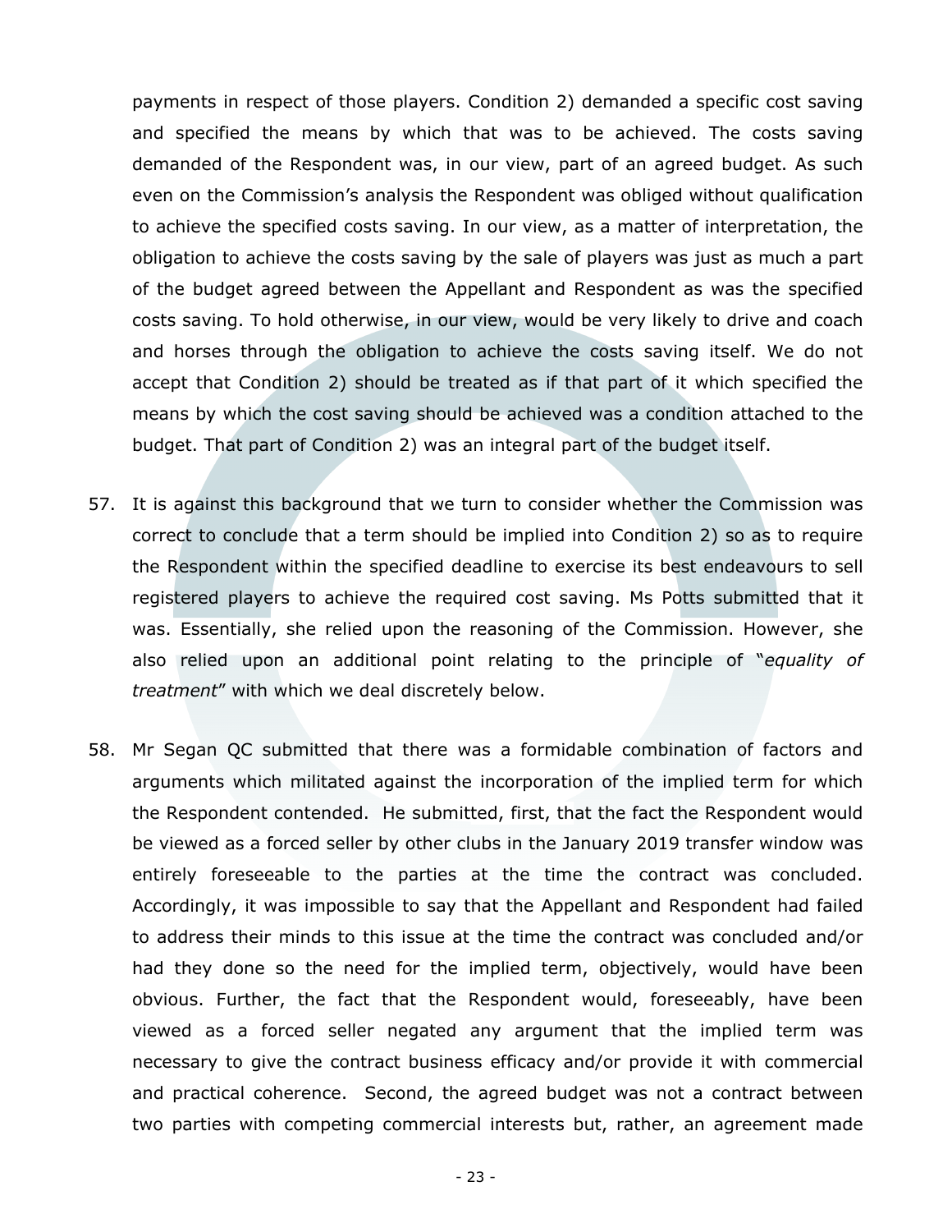payments in respect of those players. Condition 2) demanded a specific cost saving and specified the means by which that was to be achieved. The costs saving demanded of the Respondent was, in our view, part of an agreed budget. As such even on the Commission's analysis the Respondent was obliged without qualification to achieve the specified costs saving. In our view, as a matter of interpretation, the obligation to achieve the costs saving by the sale of players was just as much a part of the budget agreed between the Appellant and Respondent as was the specified costs saving. To hold otherwise, in our view, would be very likely to drive and coach and horses through the obligation to achieve the costs saving itself. We do not accept that Condition 2) should be treated as if that part of it which specified the means by which the cost saving should be achieved was a condition attached to the budget. That part of Condition 2) was an integral part of the budget itself.

57. It is against this background that we turn to consider whether the Commission was correct to conclude that a term should be implied into Condition 2) so as to require the Respondent within the specified deadline to exercise its best endeavours to sell registered players to achieve the required cost saving. Ms Potts submitted that it was. Essentially, she relied upon the reasoning of the Commission. However, she also relied upon an additional point relating to the principle of "*equality of treatment*" with which we deal discretely below.

58. Mr Segan QC submitted that there was a formidable combination of factors and arguments which militated against the incorporation of the implied term for which the Respondent contended. He submitted, first, that the fact the Respondent would be viewed as a forced seller by other clubs in the January 2019 transfer window was entirely foreseeable to the parties at the time the contract was concluded. Accordingly, it was impossible to say that the Appellant and Respondent had failed to address their minds to this issue at the time the contract was concluded and/or had they done so the need for the implied term, objectively, would have been obvious. Further, the fact that the Respondent would, foreseeably, have been viewed as a forced seller negated any argument that the implied term was necessary to give the contract business efficacy and/or provide it with commercial and practical coherence. Second, the agreed budget was not a contract between two parties with competing commercial interests but, rather, an agreement made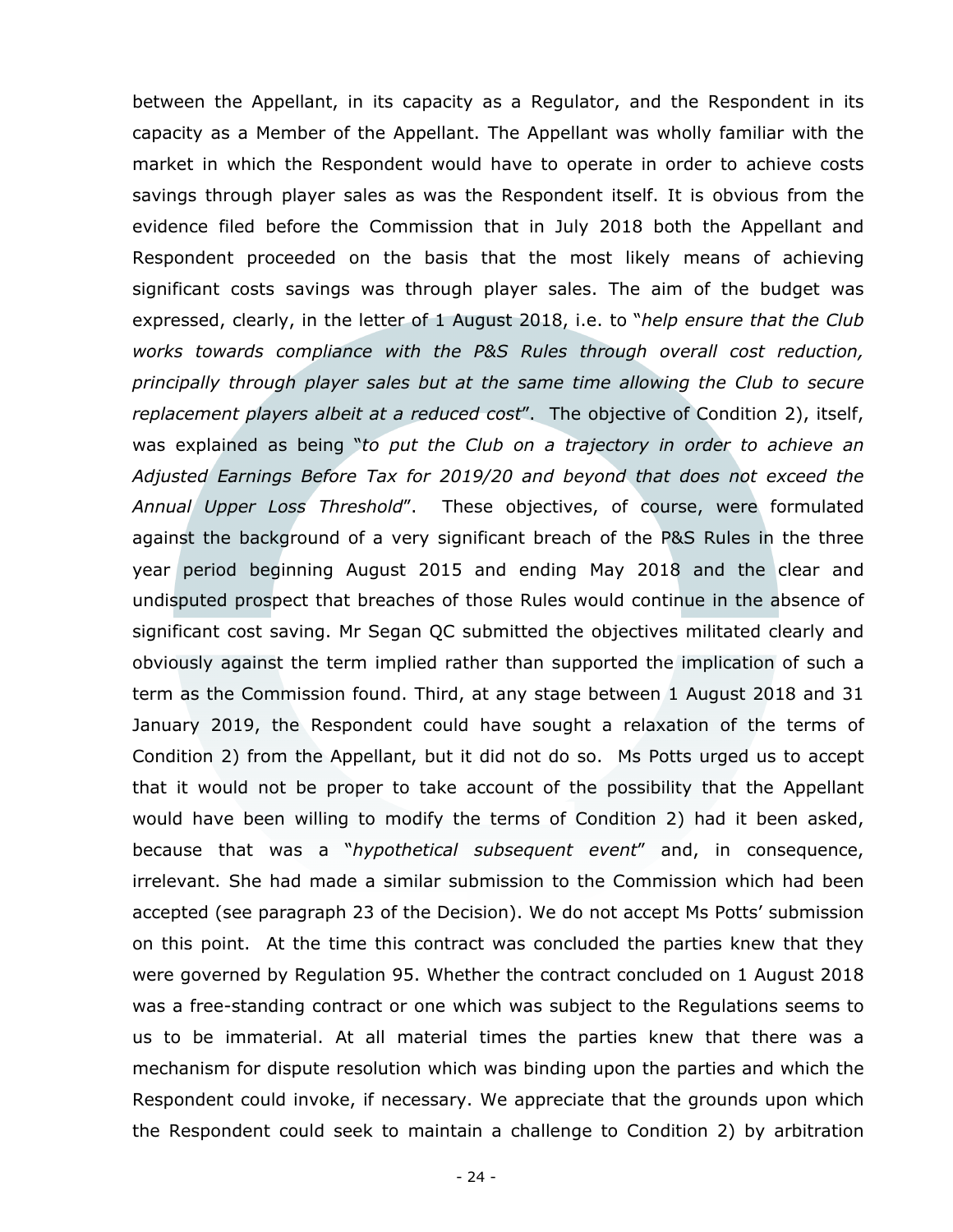between the Appellant, in its capacity as a Regulator, and the Respondent in its capacity as a Member of the Appellant. The Appellant was wholly familiar with the market in which the Respondent would have to operate in order to achieve costs savings through player sales as was the Respondent itself. It is obvious from the evidence filed before the Commission that in July 2018 both the Appellant and Respondent proceeded on the basis that the most likely means of achieving significant costs savings was through player sales. The aim of the budget was expressed, clearly, in the letter of 1 August 2018, i.e. to "*help ensure that the Club works towards compliance with the P&S Rules through overall cost reduction, principally through player sales but at the same time allowing the Club to secure replacement players albeit at a reduced cost*". The objective of Condition 2), itself, was explained as being "*to put the Club on a trajectory in order to achieve an Adjusted Earnings Before Tax for 2019/20 and beyond that does not exceed the Annual Upper Loss Threshold*". These objectives, of course, were formulated against the background of a very significant breach of the P&S Rules in the three year period beginning August 2015 and ending May 2018 and the clear and undisputed prospect that breaches of those Rules would continue in the absence of significant cost saving. Mr Segan QC submitted the objectives militated clearly and obviously against the term implied rather than supported the implication of such a term as the Commission found. Third, at any stage between 1 August 2018 and 31 January 2019, the Respondent could have sought a relaxation of the terms of Condition 2) from the Appellant, but it did not do so. Ms Potts urged us to accept that it would not be proper to take account of the possibility that the Appellant would have been willing to modify the terms of Condition 2) had it been asked, because that was a "*hypothetical subsequent event*" and, in consequence, irrelevant. She had made a similar submission to the Commission which had been accepted (see paragraph 23 of the Decision). We do not accept Ms Potts' submission on this point. At the time this contract was concluded the parties knew that they were governed by Regulation 95. Whether the contract concluded on 1 August 2018 was a free-standing contract or one which was subject to the Regulations seems to us to be immaterial. At all material times the parties knew that there was a mechanism for dispute resolution which was binding upon the parties and which the Respondent could invoke, if necessary. We appreciate that the grounds upon which the Respondent could seek to maintain a challenge to Condition 2) by arbitration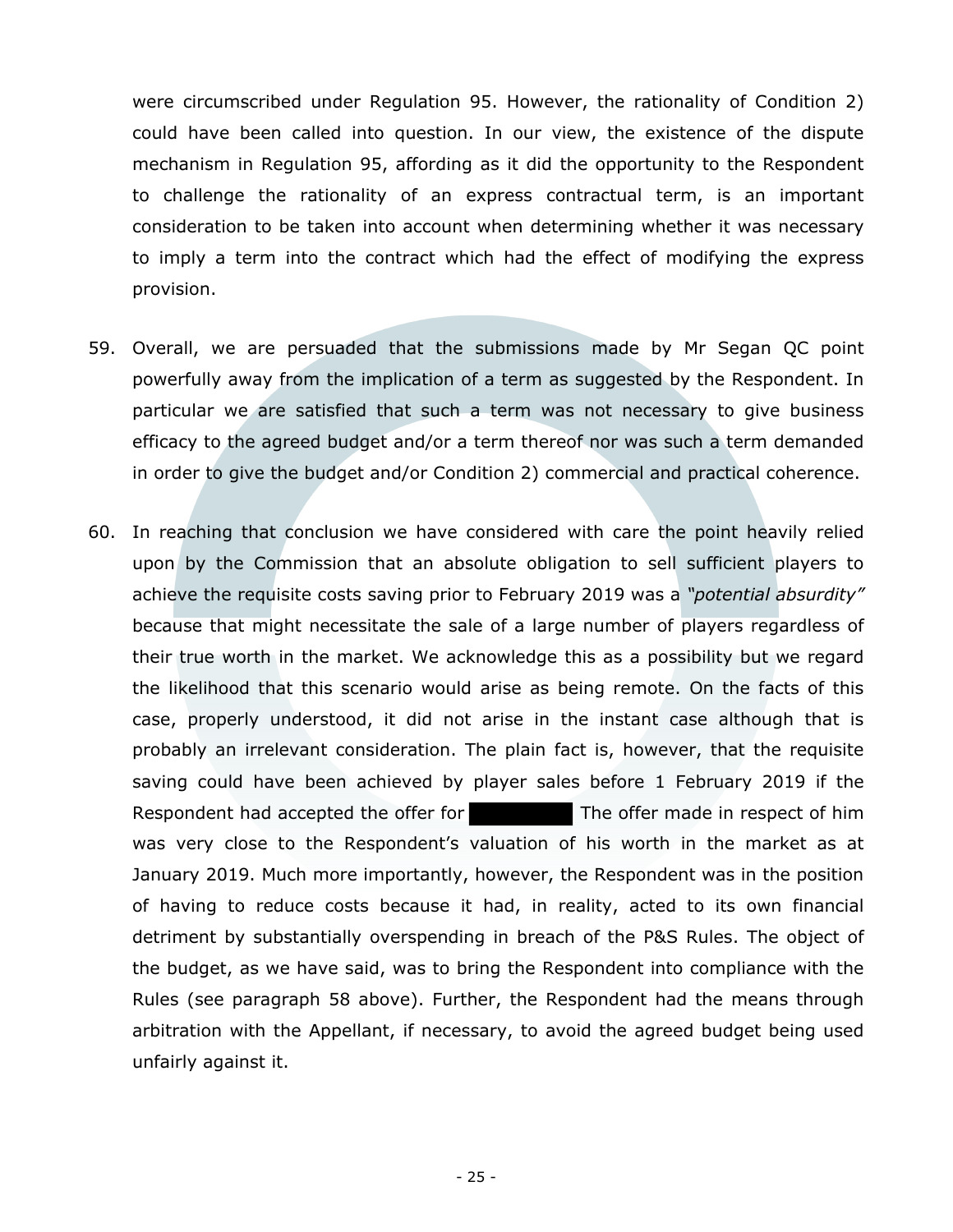were circumscribed under Regulation 95. However, the rationality of Condition 2) could have been called into question. In our view, the existence of the dispute mechanism in Regulation 95, affording as it did the opportunity to the Respondent to challenge the rationality of an express contractual term, is an important consideration to be taken into account when determining whether it was necessary to imply a term into the contract which had the effect of modifying the express provision.

59. Overall, we are persuaded that the submissions made by Mr Segan QC point powerfully away from the implication of a term as suggested by the Respondent. In particular we are satisfied that such a term was not necessary to give business efficacy to the agreed budget and/or a term thereof nor was such a term demanded in order to give the budget and/or Condition 2) commercial and practical coherence.

60. In reaching that conclusion we have considered with care the point heavily relied upon by the Commission that an absolute obligation to sell sufficient players to achieve the requisite costs saving prior to February 2019 was a *"potential absurdity"* because that might necessitate the sale of a large number of players regardless of their true worth in the market. We acknowledge this as a possibility but we regard the likelihood that this scenario would arise as being remote. On the facts of this case, properly understood, it did not arise in the instant case although that is probably an irrelevant consideration. The plain fact is, however, that the requisite saving could have been achieved by player sales before 1 February 2019 if the Respondent had accepted the offer for [REDACTED] The offer made in respect of him was very close to the Respondent's valuation of his worth in the market as at January 2019. Much more importantly, however, the Respondent was in the position of having to reduce costs because it had, in reality, acted to its own financial detriment by substantially overspending in breach of the P&S Rules. The object of the budget, as we have said, was to bring the Respondent into compliance with the Rules (see paragraph 58 above). Further, the Respondent had the means through arbitration with the Appellant, if necessary, to avoid the agreed budget being used unfairly against it.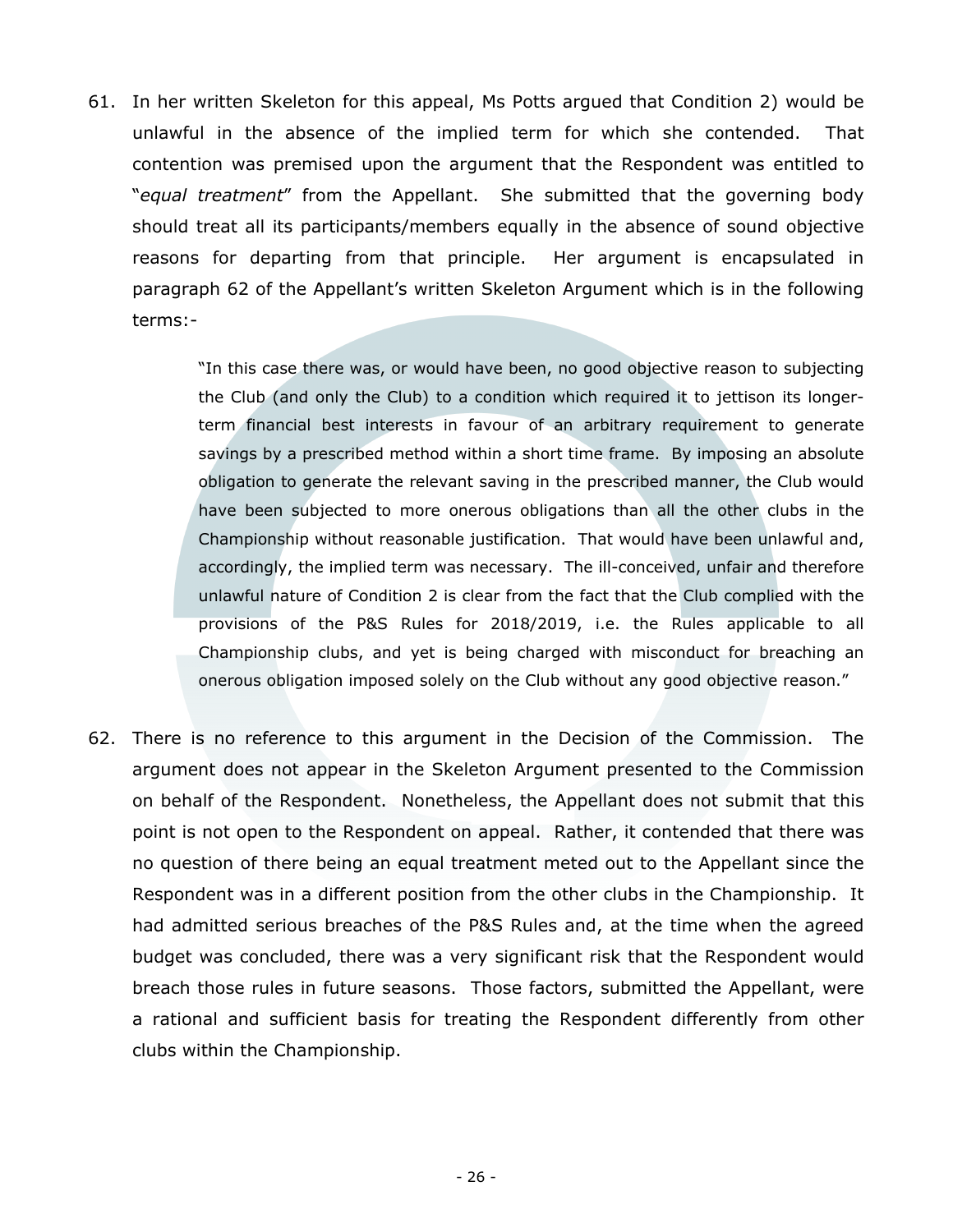61. In her written Skeleton for this appeal, Ms Potts argued that Condition 2) would be unlawful in the absence of the implied term for which she contended. That contention was premised upon the argument that the Respondent was entitled to "*equal treatment*" from the Appellant. She submitted that the governing body should treat all its participants/members equally in the absence of sound objective reasons for departing from that principle. Her argument is encapsulated in paragraph 62 of the Appellant's written Skeleton Argument which is in the following terms:-

> "In this case there was, or would have been, no good objective reason to subjecting the Club (and only the Club) to a condition which required it to jettison its longer-term financial best interests in favour of an arbitrary requirement to generate savings by a prescribed method within a short time frame. By imposing an absolute obligation to generate the relevant saving in the prescribed manner, the Club would have been subjected to more onerous obligations than all the other clubs in the Championship without reasonable justification. That would have been unlawful and, accordingly, the implied term was necessary. The ill-conceived, unfair and therefore unlawful nature of Condition 2 is clear from the fact that the Club complied with the provisions of the P&S Rules for 2018/2019, i.e. the Rules applicable to all Championship clubs, and yet is being charged with misconduct for breaching an onerous obligation imposed solely on the Club without any good objective reason."

62. There is no reference to this argument in the Decision of the Commission. The argument does not appear in the Skeleton Argument presented to the Commission on behalf of the Respondent. Nonetheless, the Appellant does not submit that this point is not open to the Respondent on appeal. Rather, it contended that there was no question of there being an equal treatment meted out to the Appellant since the Respondent was in a different position from the other clubs in the Championship. It had admitted serious breaches of the P&S Rules and, at the time when the agreed budget was concluded, there was a very significant risk that the Respondent would breach those rules in future seasons. Those factors, submitted the Appellant, were a rational and sufficient basis for treating the Respondent differently from other clubs within the Championship.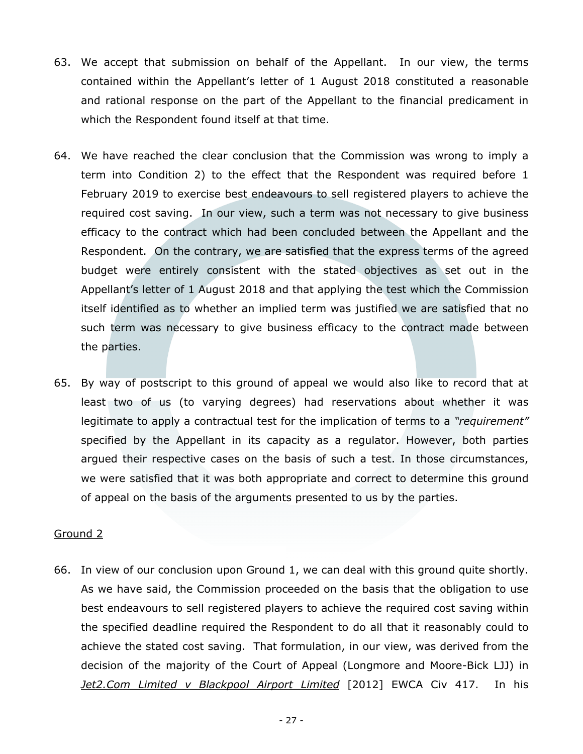63. We accept that submission on behalf of the Appellant. In our view, the terms contained within the Appellant's letter of 1 August 2018 constituted a reasonable and rational response on the part of the Appellant to the financial predicament in which the Respondent found itself at that time.

64. We have reached the clear conclusion that the Commission was wrong to imply a term into Condition 2) to the effect that the Respondent was required before 1 February 2019 to exercise best endeavours to sell registered players to achieve the required cost saving. In our view, such a term was not necessary to give business efficacy to the contract which had been concluded between the Appellant and the Respondent. On the contrary, we are satisfied that the express terms of the agreed budget were entirely consistent with the stated objectives as set out in the Appellant's letter of 1 August 2018 and that applying the test which the Commission itself identified as to whether an implied term was justified we are satisfied that no such term was necessary to give business efficacy to the contract made between the parties.

65. By way of postscript to this ground of appeal we would also like to record that at least two of us (to varying degrees) had reservations about whether it was legitimate to apply a contractual test for the implication of terms to a *"requirement"* specified by the Appellant in its capacity as a regulator. However, both parties argued their respective cases on the basis of such a test. In those circumstances, we were satisfied that it was both appropriate and correct to determine this ground of appeal on the basis of the arguments presented to us by the parties.

<u>Ground 2</u>

66. In view of our conclusion upon Ground 1, we can deal with this ground quite shortly. As we have said, the Commission proceeded on the basis that the obligation to use best endeavours to sell registered players to achieve the required cost saving within the specified deadline required the Respondent to do all that it reasonably could to achieve the stated cost saving. That formulation, in our view, was derived from the decision of the majority of the Court of Appeal (Longmore and Moore-Bick LJJ) in <u>*Jet2.Com Limited v Blackpool Airport Limited*</u> [2012] EWCA Civ 417. In his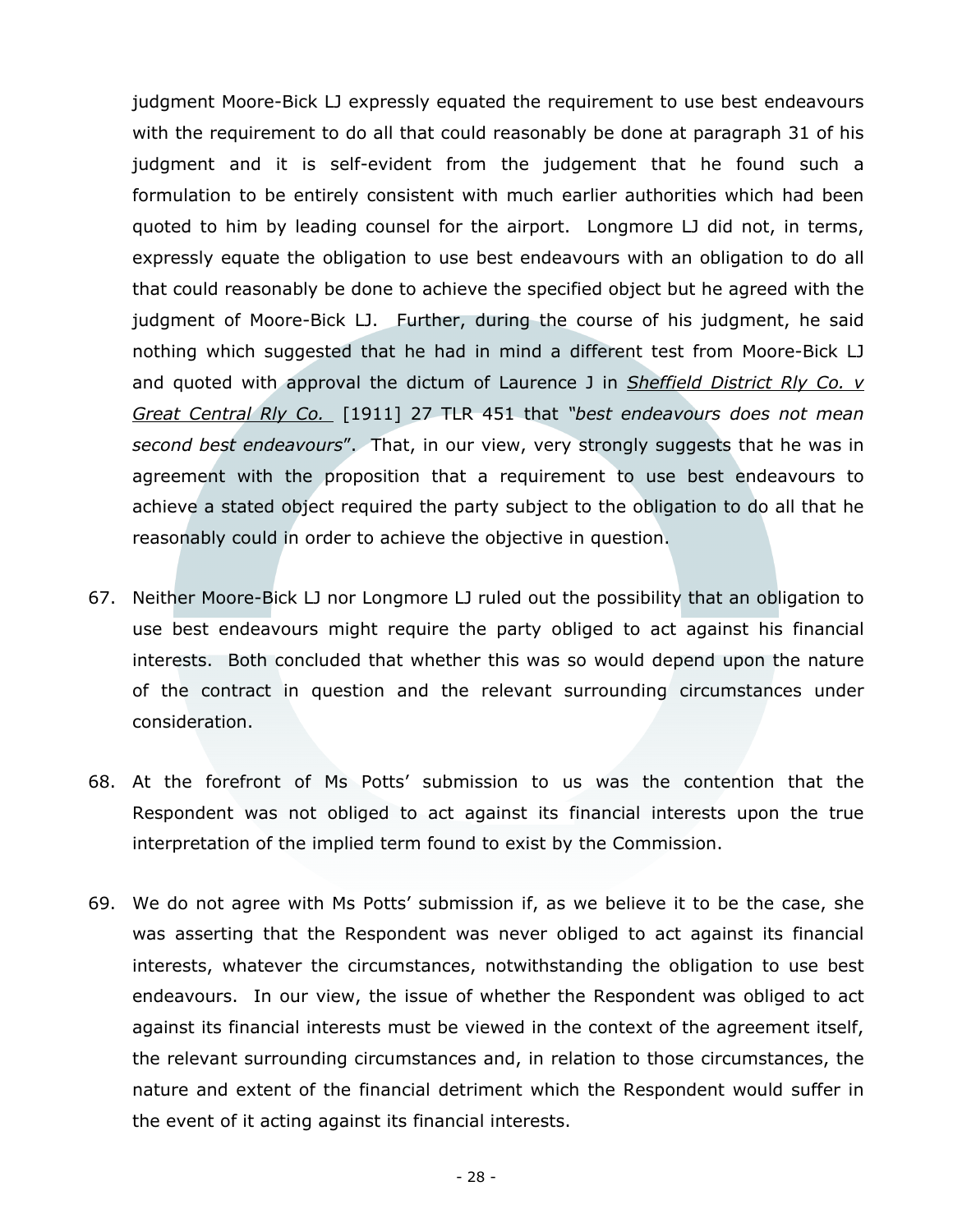judgment Moore-Bick LJ expressly equated the requirement to use best endeavours with the requirement to do all that could reasonably be done at paragraph 31 of his judgment and it is self-evident from the judgement that he found such a formulation to be entirely consistent with much earlier authorities which had been quoted to him by leading counsel for the airport. Longmore LJ did not, in terms, expressly equate the obligation to use best endeavours with an obligation to do all that could reasonably be done to achieve the specified object but he agreed with the judgment of Moore-Bick LJ. Further, during the course of his judgment, he said nothing which suggested that he had in mind a different test from Moore-Bick LJ and quoted with approval the dictum of Laurence J in *Sheffield District Rly Co. v Great Central Rly Co.* [1911] 27 TLR 451 that *"best endeavours does not mean second best endeavours*". That, in our view, very strongly suggests that he was in agreement with the proposition that a requirement to use best endeavours to achieve a stated object required the party subject to the obligation to do all that he reasonably could in order to achieve the objective in question.

67. Neither Moore-Bick LJ nor Longmore LJ ruled out the possibility that an obligation to use best endeavours might require the party obliged to act against his financial interests. Both concluded that whether this was so would depend upon the nature of the contract in question and the relevant surrounding circumstances under consideration.

68. At the forefront of Ms Potts' submission to us was the contention that the Respondent was not obliged to act against its financial interests upon the true interpretation of the implied term found to exist by the Commission.

69. We do not agree with Ms Potts' submission if, as we believe it to be the case, she was asserting that the Respondent was never obliged to act against its financial interests, whatever the circumstances, notwithstanding the obligation to use best endeavours. In our view, the issue of whether the Respondent was obliged to act against its financial interests must be viewed in the context of the agreement itself, the relevant surrounding circumstances and, in relation to those circumstances, the nature and extent of the financial detriment which the Respondent would suffer in the event of it acting against its financial interests.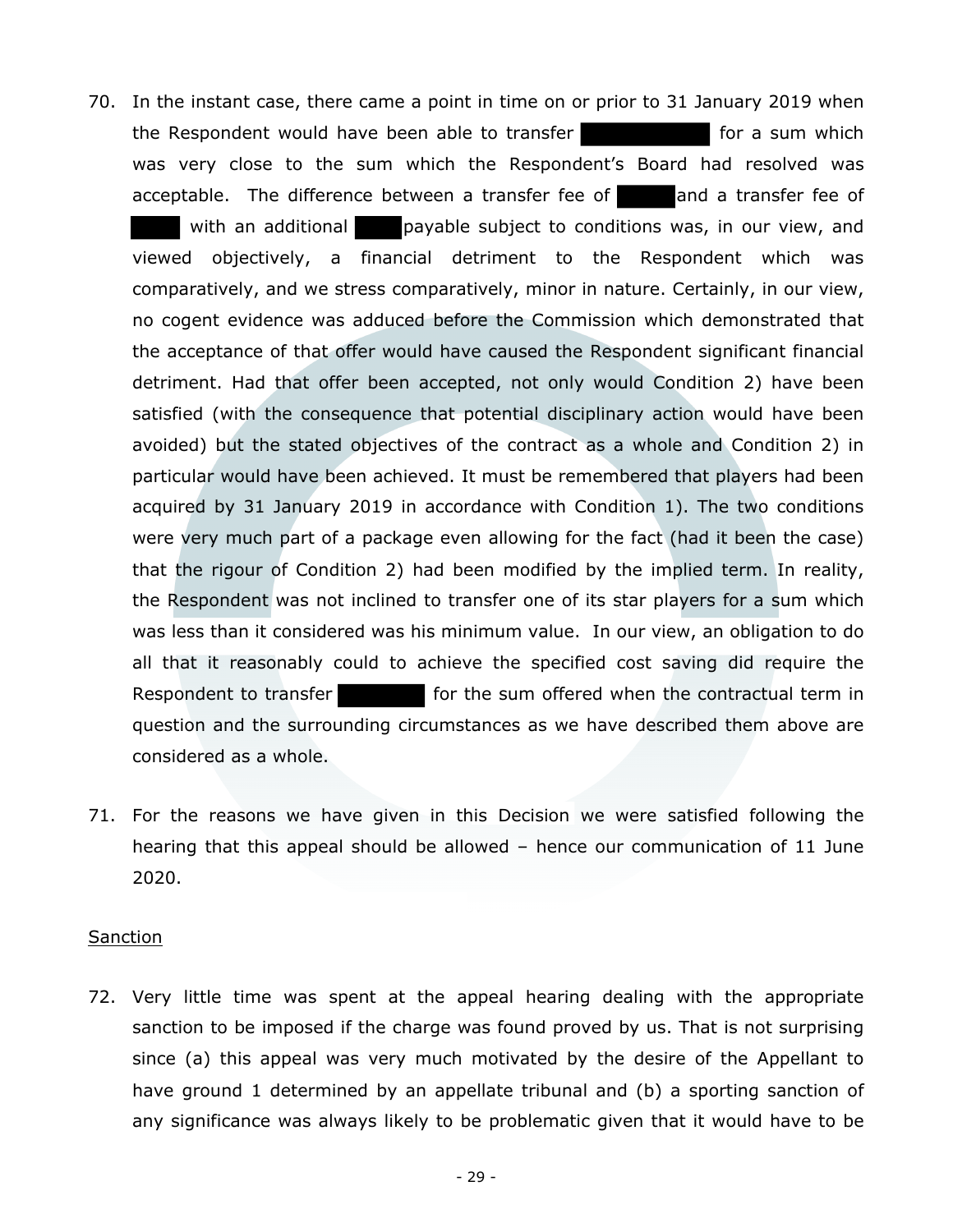70. In the instant case, there came a point in time on or prior to 31 January 2019 when the Respondent would have been able to transfer [REDACTED] for a sum which was very close to the sum which the Respondent's Board had resolved was acceptable. The difference between a transfer fee of [REDACTED] and a transfer fee of [REDACTED] with an additional [REDACTED] payable subject to conditions was, in our view, and viewed objectively, a financial detriment to the Respondent which was comparatively, and we stress comparatively, minor in nature. Certainly, in our view, no cogent evidence was adduced before the Commission which demonstrated that the acceptance of that offer would have caused the Respondent significant financial detriment. Had that offer been accepted, not only would Condition 2) have been satisfied (with the consequence that potential disciplinary action would have been avoided) but the stated objectives of the contract as a whole and Condition 2) in particular would have been achieved. It must be remembered that players had been acquired by 31 January 2019 in accordance with Condition 1). The two conditions were very much part of a package even allowing for the fact (had it been the case) that the rigour of Condition 2) had been modified by the implied term. In reality, the Respondent was not inclined to transfer one of its star players for a sum which was less than it considered was his minimum value. In our view, an obligation to do all that it reasonably could to achieve the specified cost saving did require the Respondent to transfer [REDACTED] for the sum offered when the contractual term in question and the surrounding circumstances as we have described them above are considered as a whole.

71. For the reasons we have given in this Decision we were satisfied following the hearing that this appeal should be allowed – hence our communication of 11 June 2020.

<u>Sanction</u>

72. Very little time was spent at the appeal hearing dealing with the appropriate sanction to be imposed if the charge was found proved by us. That is not surprising since (a) this appeal was very much motivated by the desire of the Appellant to have ground 1 determined by an appellate tribunal and (b) a sporting sanction of any significance was always likely to be problematic given that it would have to be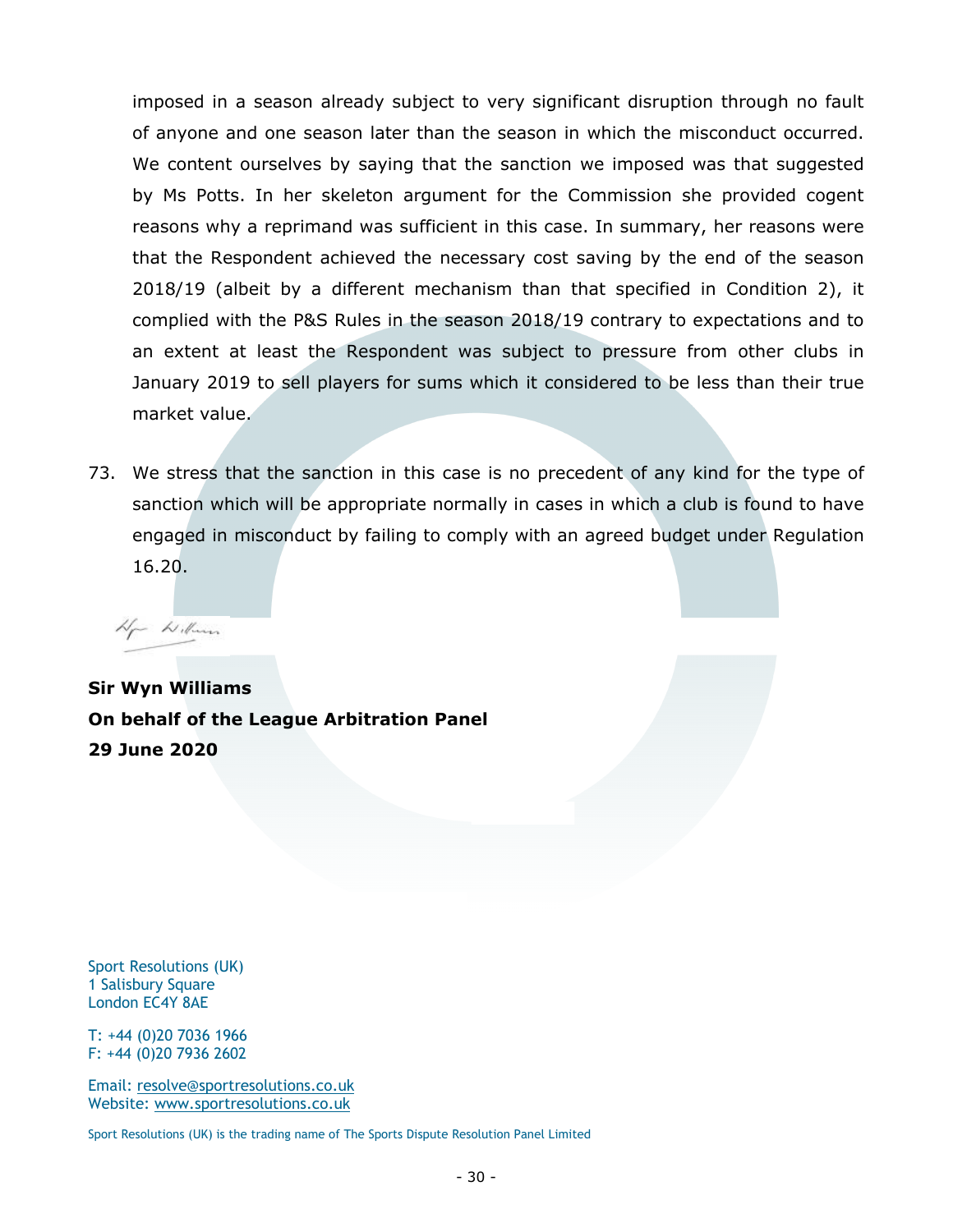imposed in a season already subject to very significant disruption through no fault of anyone and one season later than the season in which the misconduct occurred. We content ourselves by saying that the sanction we imposed was that suggested by Ms Potts. In her skeleton argument for the Commission she provided cogent reasons why a reprimand was sufficient in this case. In summary, her reasons were that the Respondent achieved the necessary cost saving by the end of the season 2018/19 (albeit by a different mechanism than that specified in Condition 2), it complied with the P&S Rules in the season 2018/19 contrary to expectations and to an extent at least the Respondent was subject to pressure from other clubs in January 2019 to sell players for sums which it considered to be less than their true market value.

73. We stress that the sanction in this case is no precedent of any kind for the type of sanction which will be appropriate normally in cases in which a club is found to have engaged in misconduct by failing to comply with an agreed budget under Regulation 16.20.

**Sir Wyn Williams**
**On behalf of the League Arbitration Panel**
**29 June 2020**

Sport Resolutions (UK)
1 Salisbury Square
London EC4Y 8AE

T: +44 (0)20 7036 1966
F: +44 (0)20 7936 2602

Email: resolve@sportresolutions.co.uk
Website: www.sportresolutions.co.uk

Sport Resolutions (UK) is the trading name of The Sports Dispute Resolution Panel Limited